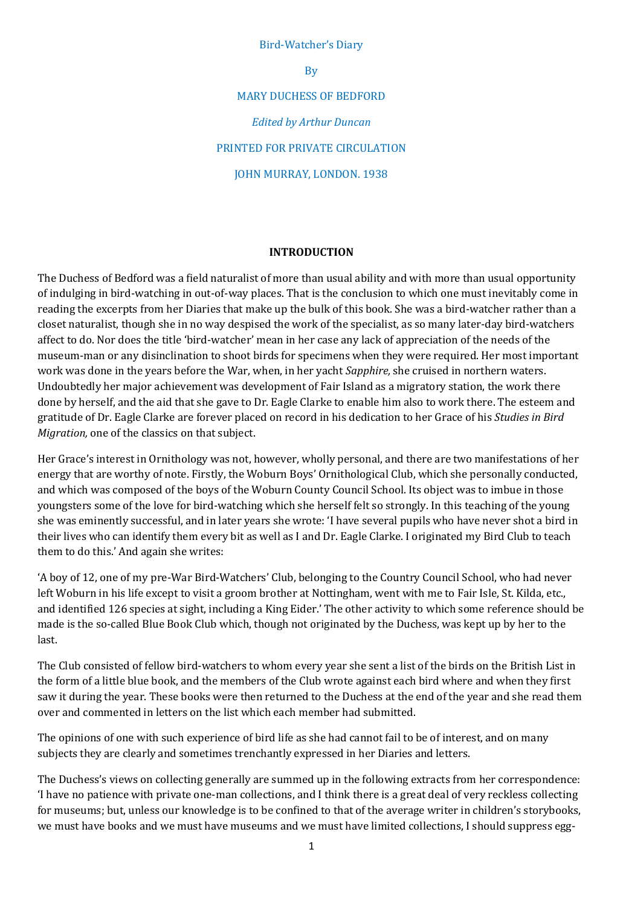Bird-Watcher's Diary

By

MARY DUCHESS OF BEDFORD

*Edited by Arthur Duncan*

PRINTED FOR PRIVATE CIRCULATION

JOHN MURRAY, LONDON. 1938

## INTRODUCTION

The Duchess of Bedford was a field naturalist of more than usual ability and with more than usual opportunity of indulging in bird-watching in out-of-way places. That is the conclusion to which one must inevitably come in reading the excerpts from her Diaries that make up the bulk of this book. She was a bird-watcher rather than a closet naturalist, though she in no way despised the work of the specialist, as so many later-day bird-watchers affect to do. Nor does the title 'bird-watcher' mean in her case any lack of appreciation of the needs of the museum-man or any disinclination to shoot birds for specimens when they were required. Her most important work was done in the years before the War, when, in her yacht *Sapphire,* she cruised in northern waters. Undoubtedly her major achievement was development of Fair Island as a migratory station, the work there done by herself, and the aid that she gave to Dr. Eagle Clarke to enable him also to work there. The esteem and gratitude of Dr. Eagle Clarke are forever placed on record in his dedication to her Grace of his *Studies in Bird Migration,* one of the classics on that subject.

Her Grace's interest in Ornithology was not, however, wholly personal, and there are two manifestations of her energy that are worthy of note. Firstly, the Woburn Boys' Ornithological Club, which she personally conducted, and which was composed of the boys of the Woburn County Council School. Its object was to imbue in those youngsters some of the love for bird-watching which she herself felt so strongly. In this teaching of the young she was eminently successful, and in later years she wrote: 'I have several pupils who have never shot a bird in their lives who can identify them every bit as well as I and Dr. Eagle Clarke. I originated my Bird Club to teach them to do this.' And again she writes:

'A boy of 12, one of my pre-War Bird-Watchers' Club, belonging to the Country Council School, who had never left Woburn in his life except to visit a groom brother at Nottingham, went with me to Fair Isle, St. Kilda, etc., and identified 126 species at sight, including a King Eider.' The other activity to which some reference should be made is the so-called Blue Book Club which, though not originated by the Duchess, was kept up by her to the last.

The Club consisted of fellow bird-watchers to whom every year she sent a list of the birds on the British List in the form of a little blue book, and the members of the Club wrote against each bird where and when they first saw it during the year. These books were then returned to the Duchess at the end of the year and she read them over and commented in letters on the list which each member had submitted.

The opinions of one with such experience of bird life as she had cannot fail to be of interest, and on many subjects they are clearly and sometimes trenchantly expressed in her Diaries and letters.

The Duchess's views on collecting generally are summed up in the following extracts from her correspondence: 'I have no patience with private one-man collections, and I think there is a great deal of very reckless collecting for museums; but, unless our knowledge is to be confined to that of the average writer in children's storybooks, we must have books and we must have museums and we must have limited collections, I should suppress egg-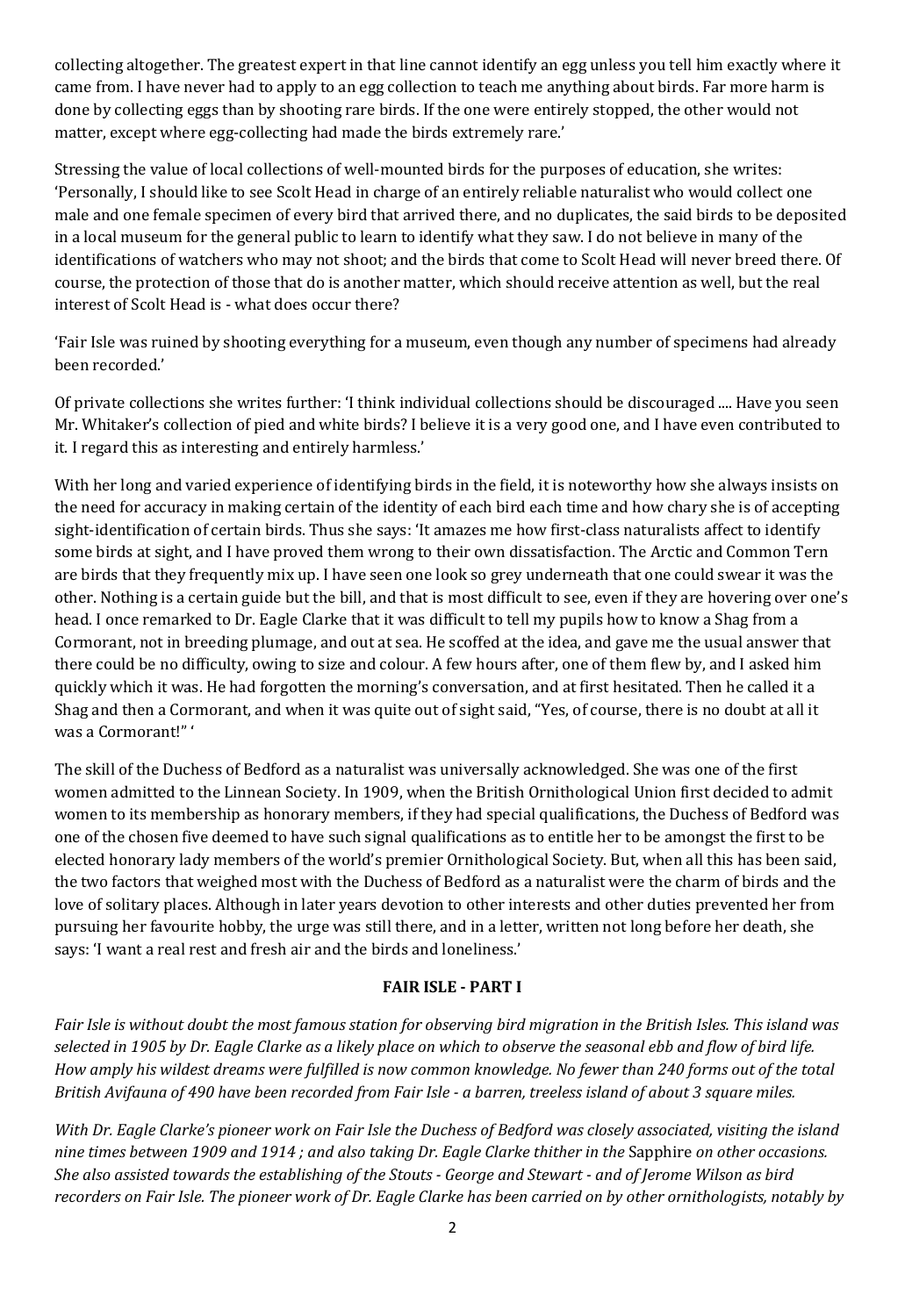collecting altogether. The greatest expert in that line cannot identify an egg unless you tell him exactly where it came from. I have never had to apply to an egg collection to teach me anything about birds. Far more harm is done by collecting eggs than by shooting rare birds. If the one were entirely stopped, the other would not matter, except where egg-collecting had made the birds extremely rare.'

Stressing the value of local collections of well-mounted birds for the purposes of education, she writes: 'Personally, I should like to see Scolt Head in charge of an entirely reliable naturalist who would collect one male and one female specimen of every bird that arrived there, and no duplicates, the said birds to be deposited in a local museum for the general public to learn to identify what they saw. I do not believe in many of the identifications of watchers who may not shoot; and the birds that come to Scolt Head will never breed there. Of course, the protection of those that do is another matter, which should receive attention as well, but the real interest of Scolt Head is - what does occur there?

'Fair Isle was ruined by shooting everything for a museum, even though any number of specimens had already been recorded.'

Of private collections she writes further: 'I think individual collections should be discouraged .... Have you seen Mr. Whitaker's collection of pied and white birds? I believe it is a very good one, and I have even contributed to it. I regard this as interesting and entirely harmless.'

With her long and varied experience of identifying birds in the field, it is noteworthy how she always insists on the need for accuracy in making certain of the identity of each bird each time and how chary she is of accepting sight-identification of certain birds. Thus she says: 'It amazes me how first-class naturalists affect to identify some birds at sight, and I have proved them wrong to their own dissatisfaction. The Arctic and Common Tern are birds that they frequently mix up. I have seen one look so grey underneath that one could swear it was the other. Nothing is a certain guide but the bill, and that is most difficult to see, even if they are hovering over one's head. I once remarked to Dr. Eagle Clarke that it was difficult to tell my pupils how to know a Shag from a Cormorant, not in breeding plumage, and out at sea. He scoffed at the idea, and gave me the usual answer that there could be no difficulty, owing to size and colour. A few hours after, one of them flew by, and I asked him quickly which it was. He had forgotten the morning's conversation, and at first hesitated. Then he called it a Shag and then a Cormorant, and when it was quite out of sight said, "Yes, of course, there is no doubt at all it was a Cormorant!" '

The skill of the Duchess of Bedford as a naturalist was universally acknowledged. She was one of the first women admitted to the Linnean Society. In 1909, when the British Ornithological Union first decided to admit women to its membership as honorary members, if they had special qualifications, the Duchess of Bedford was one of the chosen five deemed to have such signal qualifications as to entitle her to be amongst the first to be elected honorary lady members of the world's premier Ornithological Society. But, when all this has been said, the two factors that weighed most with the Duchess of Bedford as a naturalist were the charm of birds and the love of solitary places. Although in later years devotion to other interests and other duties prevented her from pursuing her favourite hobby, the urge was still there, and in a letter, written not long before her death, she says: 'I want a real rest and fresh air and the birds and loneliness.'

## FAIR ISLE - PART I

*Fair Isle is without doubt the most famous station for observing bird migration in the British Isles. This island was selected in 1905 by Dr. Eagle Clarke as a likely place on which to observe the seasonal ebb and flow of bird life. How amply his wildest dreams were fulfilled is now common knowledge. No fewer than 240 forms out of the total British Avifauna of 490 have been recorded from Fair Isle - a barren, treeless island of about 3 square miles.*

*With Dr. Eagle Clarke's pioneer work on Fair Isle the Duchess of Bedford was closely associated, visiting the island nine times between 1909 and 1914 ; and also taking Dr. Eagle Clarke thither in the* Sapphire *on other occasions. She also assisted towards the establishing of the Stouts - George and Stewart - and of Jerome Wilson as bird recorders on Fair Isle. The pioneer work of Dr. Eagle Clarke has been carried on by other ornithologists, notably by*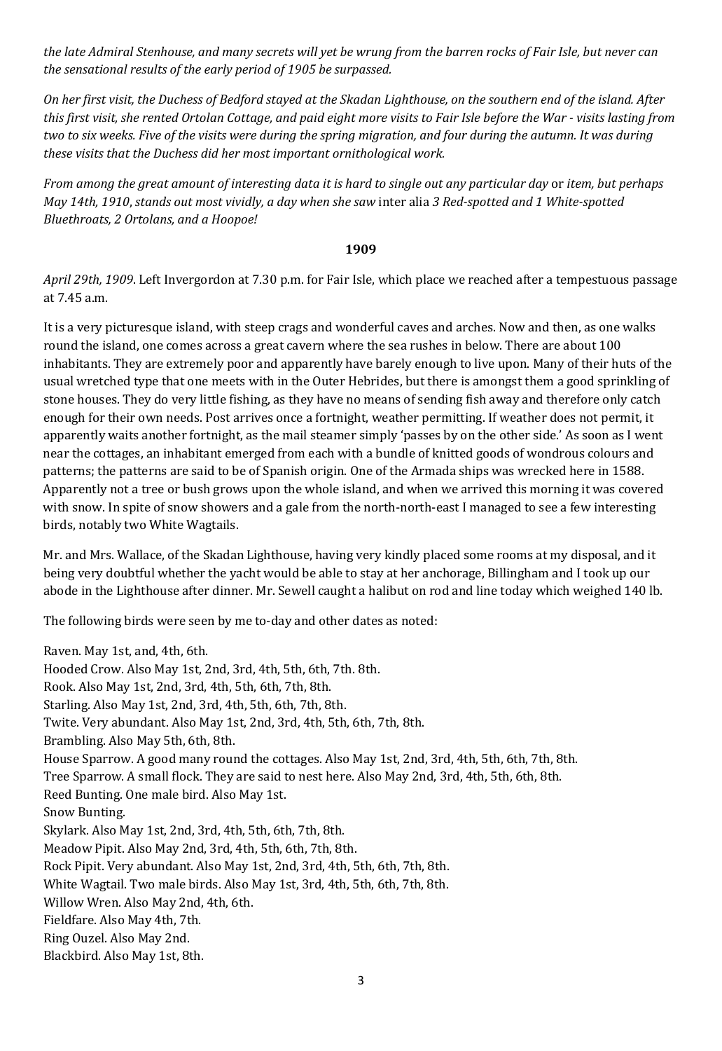*the late Admiral Stenhouse, and many secrets will yet be wrung from the barren rocks of Fair Isle, but never can the sensational results of the early period of 1905 be surpassed.*

*On her first visit, the Duchess of Bedford stayed at the Skadan Lighthouse, on the southern end of the island. After this first visit, she rented Ortolan Cottage, and paid eight more visits to Fair Isle before the War - visits lasting from two to six weeks. Five of the visits were during the spring migration, and four during the autumn. It was during these visits that the Duchess did her most important ornithological work.*

*From among the great amount of interesting data it is hard to single out any particular day* or *item, but perhaps May 14th, 1910, stands out most vividly, a day when she saw* inter alia *3 Red-spotted and 1 White-spotted Bluethroats, 2 Ortolans, and a Hoopoe!*

**1909**

*April 29th, 1909*. Left Invergordon at 7.30 p.m. for Fair Isle, which place we reached after a tempestuous passage at 7.45 a.m.

It is a very picturesque island, with steep crags and wonderful caves and arches. Now and then, as one walks round the island, one comes across a great cavern where the sea rushes in below. There are about 100 inhabitants. They are extremely poor and apparently have barely enough to live upon. Many of their huts of the usual wretched type that one meets with in the Outer Hebrides, but there is amongst them a good sprinkling of stone houses. They do very little fishing, as they have no means of sending fish away and therefore only catch enough for their own needs. Post arrives once a fortnight, weather permitting. If weather does not permit, it apparently waits another fortnight, as the mail steamer simply 'passes by on the other side.' As soon as I went near the cottages, an inhabitant emerged from each with a bundle of knitted goods of wondrous colours and patterns; the patterns are said to be of Spanish origin. One of the Armada ships was wrecked here in 1588. Apparently not a tree or bush grows upon the whole island, and when we arrived this morning it was covered with snow. In spite of snow showers and a gale from the north-north-east I managed to see a few interesting birds, notably two White Wagtails.

Mr. and Mrs. Wallace, of the Skadan Lighthouse, having very kindly placed some rooms at my disposal, and it being very doubtful whether the yacht would be able to stay at her anchorage, Billingham and I took up our abode in the Lighthouse after dinner. Mr. Sewell caught a halibut on rod and line today which weighed 140 lb.

The following birds were seen by me to-day and other dates as noted:

Raven. May 1st, and, 4th, 6th.  
Hooded Crow. Also May 1st, 2nd, 3rd, 4th, 5th, 6th, 7th. 8th.  
Rook. Also May 1st, 2nd, 3rd, 4th, 5th, 6th, 7th, 8th.  
Starling. Also May 1st, 2nd, 3rd, 4th, 5th, 6th, 7th, 8th.  
Twite. Very abundant. Also May 1st, 2nd, 3rd, 4th, 5th, 6th, 7th, 8th.  
Brambling. Also May 5th, 6th, 8th.  
House Sparrow. A good many round the cottages. Also May 1st, 2nd, 3rd, 4th, 5th, 6th, 7th, 8th.  
Tree Sparrow. A small flock. They are said to nest here. Also May 2nd, 3rd, 4th, 5th, 6th, 8th.  
Reed Bunting. One male bird. Also May 1st.  
Snow Bunting.  
Skylark. Also May 1st, 2nd, 3rd, 4th, 5th, 6th, 7th, 8th.  
Meadow Pipit. Also May 2nd, 3rd, 4th, 5th, 6th, 7th, 8th.  
Rock Pipit. Very abundant. Also May 1st, 2nd, 3rd, 4th, 5th, 6th, 7th, 8th.  
White Wagtail. Two male birds. Also May 1st, 3rd, 4th, 5th, 6th, 7th, 8th.  
Willow Wren. Also May 2nd, 4th, 6th.  
Fieldfare. Also May 4th, 7th.  
Ring Ouzel. Also May 2nd.  
Blackbird. Also May 1st, 8th.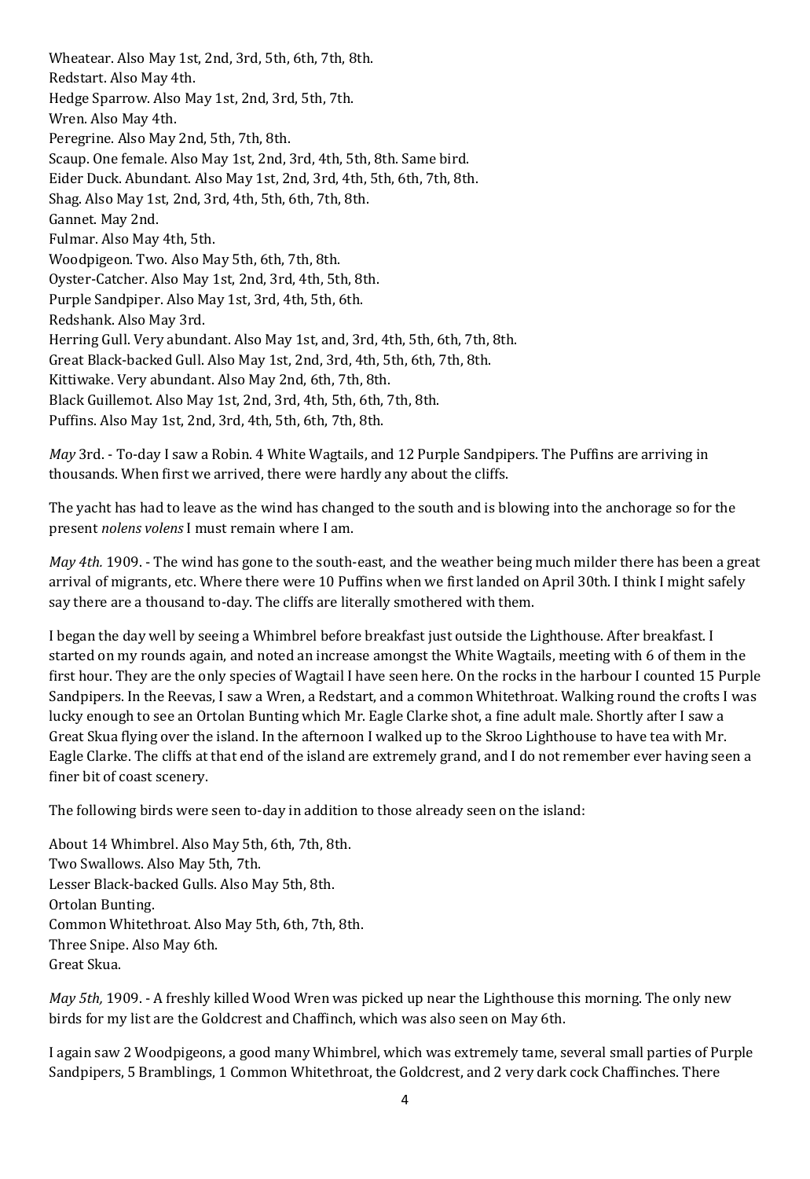Wheatear. Also May 1st, 2nd, 3rd, 5th, 6th, 7th, 8th.
Redstart. Also May 4th.
Hedge Sparrow. Also May 1st, 2nd, 3rd, 5th, 7th.
Wren. Also May 4th.
Peregrine. Also May 2nd, 5th, 7th, 8th.
Scaup. One female. Also May 1st, 2nd, 3rd, 4th, 5th, 8th. Same bird.
Eider Duck. Abundant. Also May 1st, 2nd, 3rd, 4th, 5th, 6th, 7th, 8th.
Shag. Also May 1st, 2nd, 3rd, 4th, 5th, 6th, 7th, 8th.
Gannet. May 2nd.
Fulmar. Also May 4th, 5th.
Woodpigeon. Two. Also May 5th, 6th, 7th, 8th.
Oyster-Catcher. Also May 1st, 2nd, 3rd, 4th, 5th, 8th.
Purple Sandpiper. Also May 1st, 3rd, 4th, 5th, 6th.
Redshank. Also May 3rd.
Herring Gull. Very abundant. Also May 1st, and, 3rd, 4th, 5th, 6th, 7th, 8th.
Great Black-backed Gull. Also May 1st, 2nd, 3rd, 4th, 5th, 6th, 7th, 8th.
Kittiwake. Very abundant. Also May 2nd, 6th, 7th, 8th.
Black Guillemot. Also May 1st, 2nd, 3rd, 4th, 5th, 6th, 7th, 8th.
Puffins. Also May 1st, 2nd, 3rd, 4th, 5th, 6th, 7th, 8th.

*May* 3rd. - To-day I saw a Robin. 4 White Wagtails, and 12 Purple Sandpipers. The Puffins are arriving in thousands. When first we arrived, there were hardly any about the cliffs.

The yacht has had to leave as the wind has changed to the south and is blowing into the anchorage so for the present *nolens volens* I must remain where I am.

*May 4th.* 1909. - The wind has gone to the south-east, and the weather being much milder there has been a great arrival of migrants, etc. Where there were 10 Puffins when we first landed on April 30th. I think I might safely say there are a thousand to-day. The cliffs are literally smothered with them.

I began the day well by seeing a Whimbrel before breakfast just outside the Lighthouse. After breakfast. I started on my rounds again, and noted an increase amongst the White Wagtails, meeting with 6 of them in the first hour. They are the only species of Wagtail I have seen here. On the rocks in the harbour I counted 15 Purple Sandpipers. In the Reevas, I saw a Wren, a Redstart, and a common Whitethroat. Walking round the crofts I was lucky enough to see an Ortolan Bunting which Mr. Eagle Clarke shot, a fine adult male. Shortly after I saw a Great Skua flying over the island. In the afternoon I walked up to the Skroo Lighthouse to have tea with Mr. Eagle Clarke. The cliffs at that end of the island are extremely grand, and I do not remember ever having seen a finer bit of coast scenery.

The following birds were seen to-day in addition to those already seen on the island:

About 14 Whimbrel. Also May 5th, 6th, 7th, 8th.
Two Swallows. Also May 5th, 7th.
Lesser Black-backed Gulls. Also May 5th, 8th.
Ortolan Bunting.
Common Whitethroat. Also May 5th, 6th, 7th, 8th.
Three Snipe. Also May 6th.
Great Skua.

*May 5th,* 1909. - A freshly killed Wood Wren was picked up near the Lighthouse this morning. The only new birds for my list are the Goldcrest and Chaffinch, which was also seen on May 6th.

I again saw 2 Woodpigeons, a good many Whimbrel, which was extremely tame, several small parties of Purple Sandpipers, 5 Bramblings, 1 Common Whitethroat, the Goldcrest, and 2 very dark cock Chaffinches. There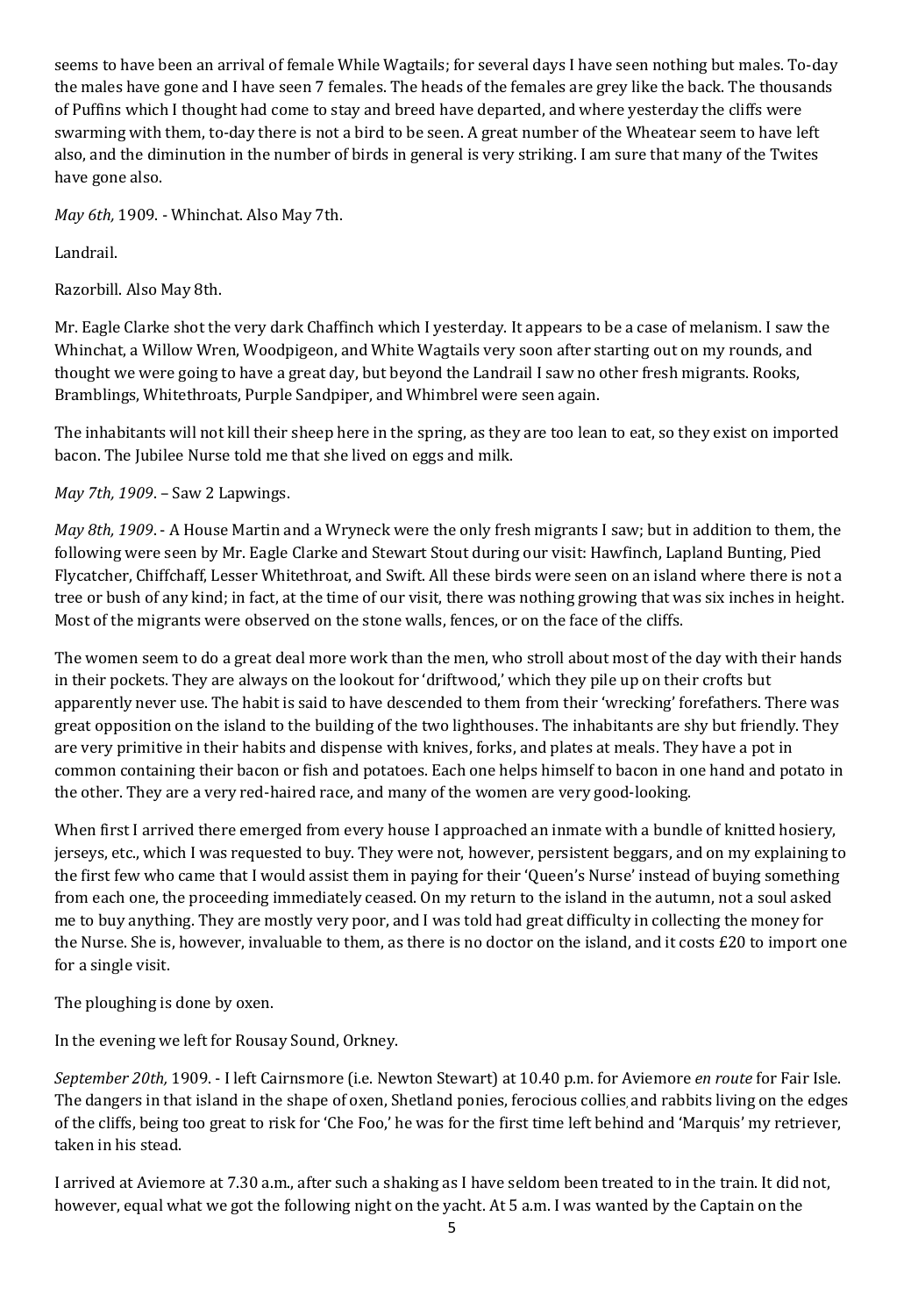seems to have been an arrival of female While Wagtails; for several days I have seen nothing but males. To-day the males have gone and I have seen 7 females. The heads of the females are grey like the back. The thousands of Puffins which I thought had come to stay and breed have departed, and where yesterday the cliffs were swarming with them, to-day there is not a bird to be seen. A great number of the Wheatear seem to have left also, and the diminution in the number of birds in general is very striking. I am sure that many of the Twites have gone also.

*May 6th,* 1909. - Whinchat. Also May 7th.

Landrail.

Razorbill. Also May 8th.

Mr. Eagle Clarke shot the very dark Chaffinch which I yesterday. It appears to be a case of melanism. I saw the Whinchat, a Willow Wren, Woodpigeon, and White Wagtails very soon after starting out on my rounds, and thought we were going to have a great day, but beyond the Landrail I saw no other fresh migrants. Rooks, Bramblings, Whitethroats, Purple Sandpiper, and Whimbrel were seen again.

The inhabitants will not kill their sheep here in the spring, as they are too lean to eat, so they exist on imported bacon. The Jubilee Nurse told me that she lived on eggs and milk.

*May 7th, 1909*. – Saw 2 Lapwings.

*May 8th, 1909*. - A House Martin and a Wryneck were the only fresh migrants I saw; but in addition to them, the following were seen by Mr. Eagle Clarke and Stewart Stout during our visit: Hawfinch, Lapland Bunting, Pied Flycatcher, Chiffchaff, Lesser Whitethroat, and Swift. All these birds were seen on an island where there is not a tree or bush of any kind; in fact, at the time of our visit, there was nothing growing that was six inches in height. Most of the migrants were observed on the stone walls, fences, or on the face of the cliffs.

The women seem to do a great deal more work than the men, who stroll about most of the day with their hands in their pockets. They are always on the lookout for 'driftwood,' which they pile up on their crofts but apparently never use. The habit is said to have descended to them from their 'wrecking' forefathers. There was great opposition on the island to the building of the two lighthouses. The inhabitants are shy but friendly. They are very primitive in their habits and dispense with knives, forks, and plates at meals. They have a pot in common containing their bacon or fish and potatoes. Each one helps himself to bacon in one hand and potato in the other. They are a very red-haired race, and many of the women are very good-looking.

When first I arrived there emerged from every house I approached an inmate with a bundle of knitted hosiery, jerseys, etc., which I was requested to buy. They were not, however, persistent beggars, and on my explaining to the first few who came that I would assist them in paying for their 'Queen's Nurse' instead of buying something from each one, the proceeding immediately ceased. On my return to the island in the autumn, not a soul asked me to buy anything. They are mostly very poor, and I was told had great difficulty in collecting the money for the Nurse. She is, however, invaluable to them, as there is no doctor on the island, and it costs £20 to import one for a single visit.

The ploughing is done by oxen.

In the evening we left for Rousay Sound, Orkney.

*September 20th,* 1909. - I left Cairnsmore (i.e. Newton Stewart) at 10.40 p.m. for Aviemore *en route* for Fair Isle. The dangers in that island in the shape of oxen, Shetland ponies, ferocious collies, and rabbits living on the edges of the cliffs, being too great to risk for 'Che Foo,' he was for the first time left behind and 'Marquis' my retriever, taken in his stead.

I arrived at Aviemore at 7.30 a.m., after such a shaking as I have seldom been treated to in the train. It did not, however, equal what we got the following night on the yacht. At 5 a.m. I was wanted by the Captain on the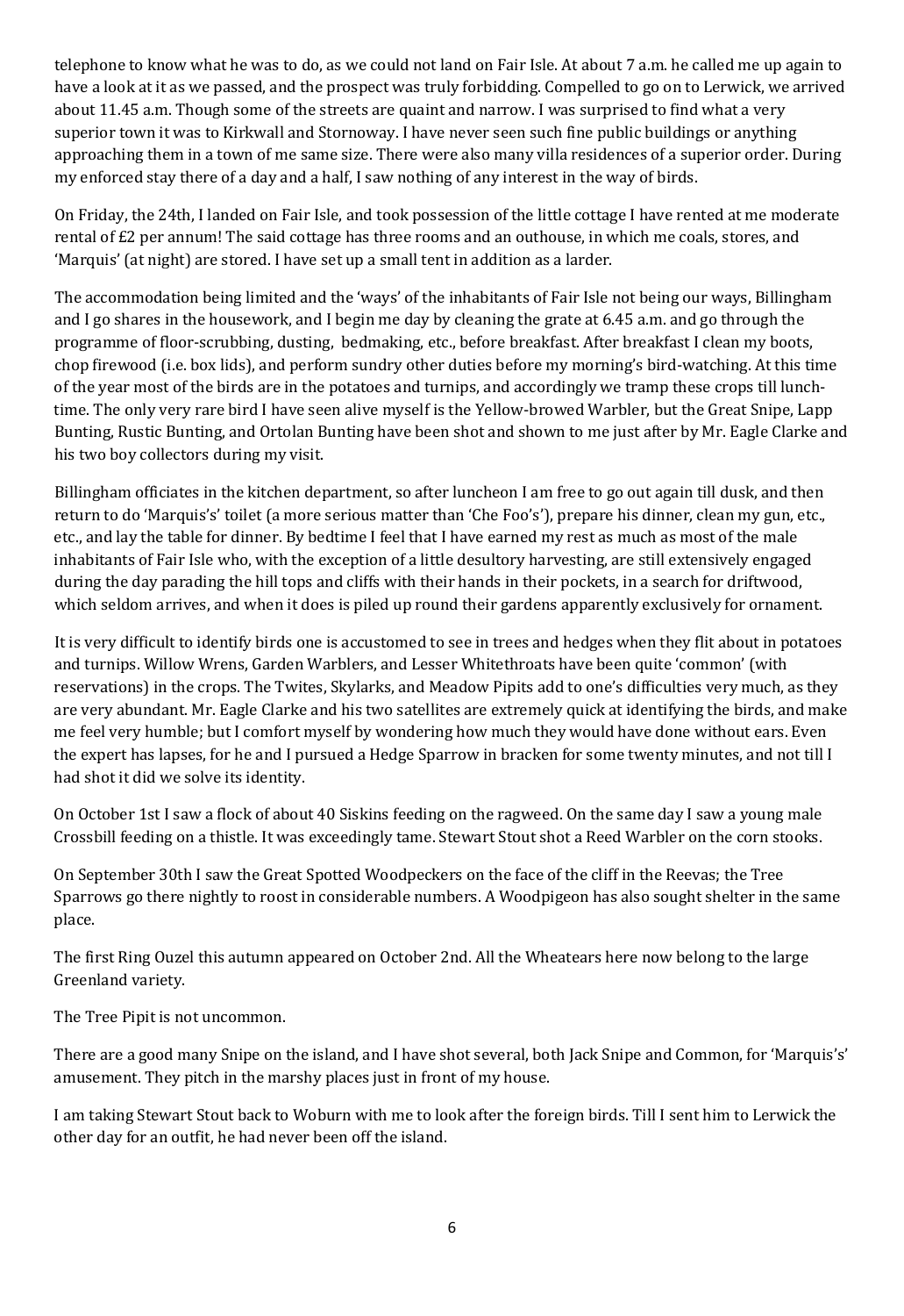telephone to know what he was to do, as we could not land on Fair Isle. At about 7 a.m. he called me up again to have a look at it as we passed, and the prospect was truly forbidding. Compelled to go on to Lerwick, we arrived about 11.45 a.m. Though some of the streets are quaint and narrow. I was surprised to find what a very superior town it was to Kirkwall and Stornoway. I have never seen such fine public buildings or anything approaching them in a town of me same size. There were also many villa residences of a superior order. During my enforced stay there of a day and a half, I saw nothing of any interest in the way of birds.

On Friday, the 24th, I landed on Fair Isle, and took possession of the little cottage I have rented at me moderate rental of £2 per annum! The said cottage has three rooms and an outhouse, in which me coals, stores, and 'Marquis' (at night) are stored. I have set up a small tent in addition as a larder.

The accommodation being limited and the 'ways' of the inhabitants of Fair Isle not being our ways, Billingham and I go shares in the housework, and I begin me day by cleaning the grate at 6.45 a.m. and go through the programme of floor-scrubbing, dusting, bedmaking, etc., before breakfast. After breakfast I clean my boots, chop firewood (i.e. box lids), and perform sundry other duties before my morning's bird-watching. At this time of the year most of the birds are in the potatoes and turnips, and accordingly we tramp these crops till lunch-time. The only very rare bird I have seen alive myself is the Yellow-browed Warbler, but the Great Snipe, Lapp Bunting, Rustic Bunting, and Ortolan Bunting have been shot and shown to me just after by Mr. Eagle Clarke and his two boy collectors during my visit.

Billingham officiates in the kitchen department, so after luncheon I am free to go out again till dusk, and then return to do 'Marquis's' toilet (a more serious matter than 'Che Foo's'), prepare his dinner, clean my gun, etc., etc., and lay the table for dinner. By bedtime I feel that I have earned my rest as much as most of the male inhabitants of Fair Isle who, with the exception of a little desultory harvesting, are still extensively engaged during the day parading the hill tops and cliffs with their hands in their pockets, in a search for driftwood, which seldom arrives, and when it does is piled up round their gardens apparently exclusively for ornament.

It is very difficult to identify birds one is accustomed to see in trees and hedges when they flit about in potatoes and turnips. Willow Wrens, Garden Warblers, and Lesser Whitethroats have been quite 'common' (with reservations) in the crops. The Twites, Skylarks, and Meadow Pipits add to one's difficulties very much, as they are very abundant. Mr. Eagle Clarke and his two satellites are extremely quick at identifying the birds, and make me feel very humble; but I comfort myself by wondering how much they would have done without ears. Even the expert has lapses, for he and I pursued a Hedge Sparrow in bracken for some twenty minutes, and not till I had shot it did we solve its identity.

On October 1st I saw a flock of about 40 Siskins feeding on the ragweed. On the same day I saw a young male Crossbill feeding on a thistle. It was exceedingly tame. Stewart Stout shot a Reed Warbler on the corn stooks.

On September 30th I saw the Great Spotted Woodpeckers on the face of the cliff in the Reevas; the Tree Sparrows go there nightly to roost in considerable numbers. A Woodpigeon has also sought shelter in the same place.

The first Ring Ouzel this autumn appeared on October 2nd. All the Wheatears here now belong to the large Greenland variety.

The Tree Pipit is not uncommon.

There are a good many Snipe on the island, and I have shot several, both Jack Snipe and Common, for 'Marquis's' amusement. They pitch in the marshy places just in front of my house.

I am taking Stewart Stout back to Woburn with me to look after the foreign birds. Till I sent him to Lerwick the other day for an outfit, he had never been off the island.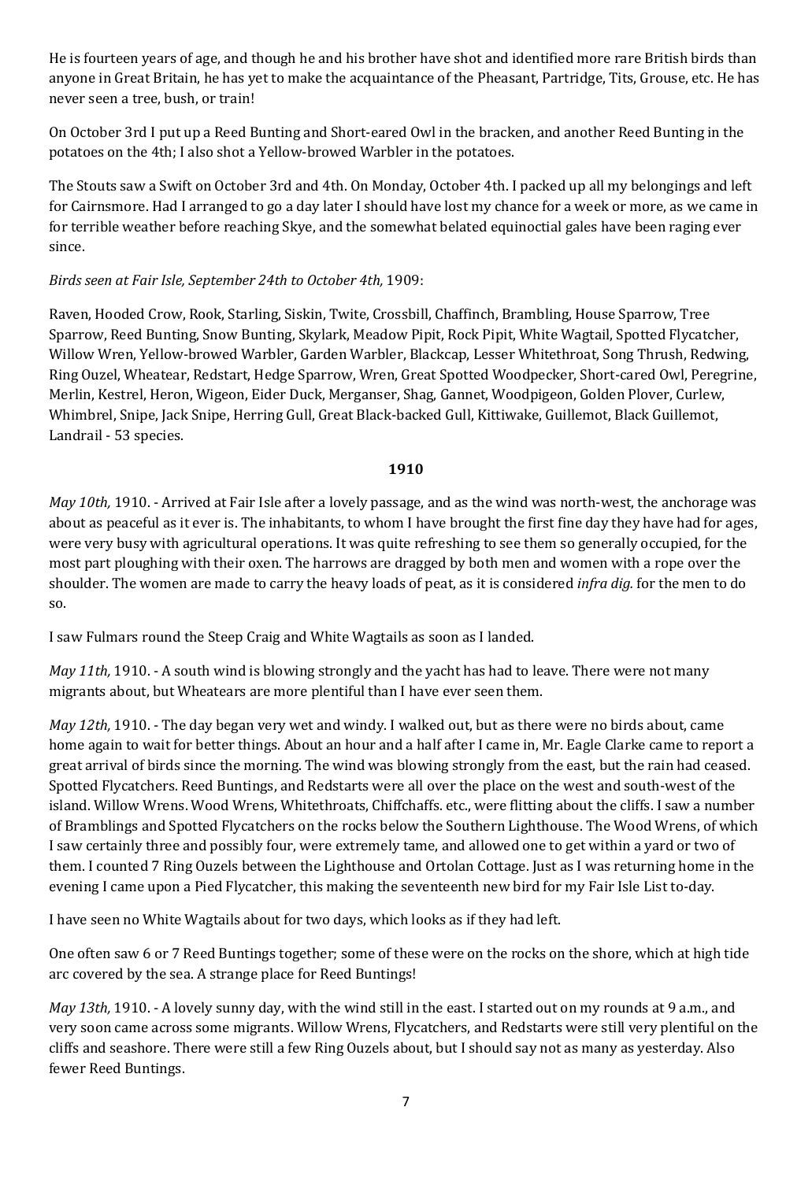He is fourteen years of age, and though he and his brother have shot and identified more rare British birds than anyone in Great Britain, he has yet to make the acquaintance of the Pheasant, Partridge, Tits, Grouse, etc. He has never seen a tree, bush, or train!

On October 3rd I put up a Reed Bunting and Short-eared Owl in the bracken, and another Reed Bunting in the potatoes on the 4th; I also shot a Yellow-browed Warbler in the potatoes.

The Stouts saw a Swift on October 3rd and 4th. On Monday, October 4th. I packed up all my belongings and left for Cairnsmore. Had I arranged to go a day later I should have lost my chance for a week or more, as we came in for terrible weather before reaching Skye, and the somewhat belated equinoctial gales have been raging ever since.

*Birds seen at Fair Isle, September 24th to October 4th,* 1909:

Raven, Hooded Crow, Rook, Starling, Siskin, Twite, Crossbill, Chaffinch, Brambling, House Sparrow, Tree Sparrow, Reed Bunting, Snow Bunting, Skylark, Meadow Pipit, Rock Pipit, White Wagtail, Spotted Flycatcher, Willow Wren, Yellow-browed Warbler, Garden Warbler, Blackcap, Lesser Whitethroat, Song Thrush, Redwing, Ring Ouzel, Wheatear, Redstart, Hedge Sparrow, Wren, Great Spotted Woodpecker, Short-cared Owl, Peregrine, Merlin, Kestrel, Heron, Wigeon, Eider Duck, Merganser, Shag, Gannet, Woodpigeon, Golden Plover, Curlew, Whimbrel, Snipe, Jack Snipe, Herring Gull, Great Black-backed Gull, Kittiwake, Guillemot, Black Guillemot, Landrail - 53 species.

**1910**

*May 10th,* 1910. - Arrived at Fair Isle after a lovely passage, and as the wind was north-west, the anchorage was about as peaceful as it ever is. The inhabitants, to whom I have brought the first fine day they have had for ages, were very busy with agricultural operations. It was quite refreshing to see them so generally occupied, for the most part ploughing with their oxen. The harrows are dragged by both men and women with a rope over the shoulder. The women are made to carry the heavy loads of peat, as it is considered *infra dig.* for the men to do so.

I saw Fulmars round the Steep Craig and White Wagtails as soon as I landed.

*May 11th,* 1910. - A south wind is blowing strongly and the yacht has had to leave. There were not many migrants about, but Wheatears are more plentiful than I have ever seen them.

*May 12th,* 1910. - The day began very wet and windy. I walked out, but as there were no birds about, came home again to wait for better things. About an hour and a half after I came in, Mr. Eagle Clarke came to report a great arrival of birds since the morning. The wind was blowing strongly from the east, but the rain had ceased. Spotted Flycatchers. Reed Buntings, and Redstarts were all over the place on the west and south-west of the island. Willow Wrens. Wood Wrens, Whitethroats, Chiffchaffs. etc., were flitting about the cliffs. I saw a number of Bramblings and Spotted Flycatchers on the rocks below the Southern Lighthouse. The Wood Wrens, of which I saw certainly three and possibly four, were extremely tame, and allowed one to get within a yard or two of them. I counted 7 Ring Ouzels between the Lighthouse and Ortolan Cottage. Just as I was returning home in the evening I came upon a Pied Flycatcher, this making the seventeenth new bird for my Fair Isle List to-day.

I have seen no White Wagtails about for two days, which looks as if they had left.

One often saw 6 or 7 Reed Buntings together; some of these were on the rocks on the shore, which at high tide arc covered by the sea. A strange place for Reed Buntings!

*May 13th,* 1910. - A lovely sunny day, with the wind still in the east. I started out on my rounds at 9 a.m., and very soon came across some migrants. Willow Wrens, Flycatchers, and Redstarts were still very plentiful on the cliffs and seashore. There were still a few Ring Ouzels about, but I should say not as many as yesterday. Also fewer Reed Buntings.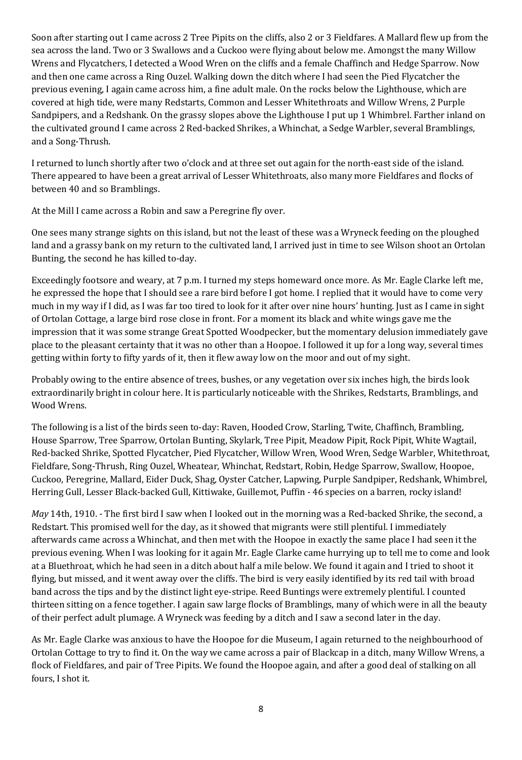Soon after starting out I came across 2 Tree Pipits on the cliffs, also 2 or 3 Fieldfares. A Mallard flew up from the sea across the land. Two or 3 Swallows and a Cuckoo were flying about below me. Amongst the many Willow Wrens and Flycatchers, I detected a Wood Wren on the cliffs and a female Chaffinch and Hedge Sparrow. Now and then one came across a Ring Ouzel. Walking down the ditch where I had seen the Pied Flycatcher the previous evening, I again came across him, a fine adult male. On the rocks below the Lighthouse, which are covered at high tide, were many Redstarts, Common and Lesser Whitethroats and Willow Wrens, 2 Purple Sandpipers, and a Redshank. On the grassy slopes above the Lighthouse I put up 1 Whimbrel. Farther inland on the cultivated ground I came across 2 Red-backed Shrikes, a Whinchat, a Sedge Warbler, several Bramblings, and a Song-Thrush.

I returned to lunch shortly after two o'clock and at three set out again for the north-east side of the island. There appeared to have been a great arrival of Lesser Whitethroats, also many more Fieldfares and flocks of between 40 and so Bramblings.

At the Mill I came across a Robin and saw a Peregrine fly over.

One sees many strange sights on this island, but not the least of these was a Wryneck feeding on the ploughed land and a grassy bank on my return to the cultivated land, I arrived just in time to see Wilson shoot an Ortolan Bunting, the second he has killed to-day.

Exceedingly footsore and weary, at 7 p.m. I turned my steps homeward once more. As Mr. Eagle Clarke left me, he expressed the hope that I should see a rare bird before I got home. I replied that it would have to come very much in my way if I did, as I was far too tired to look for it after over nine hours' hunting. Just as I came in sight of Ortolan Cottage, a large bird rose close in front. For a moment its black and white wings gave me the impression that it was some strange Great Spotted Woodpecker, but the momentary delusion immediately gave place to the pleasant certainty that it was no other than a Hoopoe. I followed it up for a long way, several times getting within forty to fifty yards of it, then it flew away low on the moor and out of my sight.

Probably owing to the entire absence of trees, bushes, or any vegetation over six inches high, the birds look extraordinarily bright in colour here. It is particularly noticeable with the Shrikes, Redstarts, Bramblings, and Wood Wrens.

The following is a list of the birds seen to-day: Raven, Hooded Crow, Starling, Twite, Chaffinch, Brambling, House Sparrow, Tree Sparrow, Ortolan Bunting, Skylark, Tree Pipit, Meadow Pipit, Rock Pipit, White Wagtail, Red-backed Shrike, Spotted Flycatcher, Pied Flycatcher, Willow Wren, Wood Wren, Sedge Warbler, Whitethroat, Fieldfare, Song-Thrush, Ring Ouzel, Wheatear, Whinchat, Redstart, Robin, Hedge Sparrow, Swallow, Hoopoe, Cuckoo, Peregrine, Mallard, Eider Duck, Shag, Oyster Catcher, Lapwing, Purple Sandpiper, Redshank, Whimbrel, Herring Gull, Lesser Black-backed Gull, Kittiwake, Guillemot, Puffin - 46 species on a barren, rocky island!

*May* 14th, 1910. - The first bird I saw when I looked out in the morning was a Red-backed Shrike, the second, a Redstart. This promised well for the day, as it showed that migrants were still plentiful. I immediately afterwards came across a Whinchat, and then met with the Hoopoe in exactly the same place I had seen it the previous evening. When I was looking for it again Mr. Eagle Clarke came hurrying up to tell me to come and look at a Bluethroat, which he had seen in a ditch about half a mile below. We found it again and I tried to shoot it flying, but missed, and it went away over the cliffs. The bird is very easily identified by its red tail with broad band across the tips and by the distinct light eye-stripe. Reed Buntings were extremely plentiful. I counted thirteen sitting on a fence together. I again saw large flocks of Bramblings, many of which were in all the beauty of their perfect adult plumage. A Wryneck was feeding by a ditch and I saw a second later in the day.

As Mr. Eagle Clarke was anxious to have the Hoopoe for die Museum, I again returned to the neighbourhood of Ortolan Cottage to try to find it. On the way we came across a pair of Blackcap in a ditch, many Willow Wrens, a flock of Fieldfares, and pair of Tree Pipits. We found the Hoopoe again, and after a good deal of stalking on all fours, I shot it.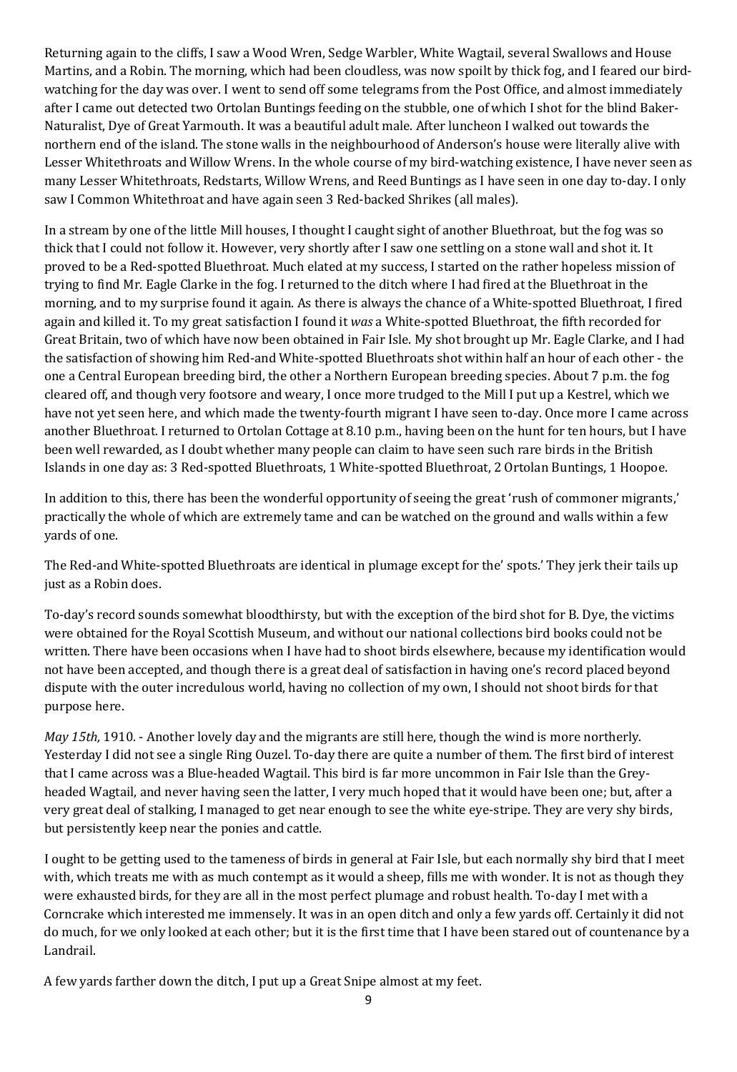Returning again to the cliffs, I saw a Wood Wren, Sedge Warbler, White Wagtail, several Swallows and House Martins, and a Robin. The morning, which had been cloudless, was now spoilt by thick fog, and I feared our bird-watching for the day was over. I went to send off some telegrams from the Post Office, and almost immediately after I came out detected two Ortolan Buntings feeding on the stubble, one of which I shot for the blind Baker-Naturalist, Dye of Great Yarmouth. It was a beautiful adult male. After luncheon I walked out towards the northern end of the island. The stone walls in the neighbourhood of Anderson's house were literally alive with Lesser Whitethroats and Willow Wrens. In the whole course of my bird-watching existence, I have never seen as many Lesser Whitethroats, Redstarts, Willow Wrens, and Reed Buntings as I have seen in one day to-day. I only saw I Common Whitethroat and have again seen 3 Red-backed Shrikes (all males).

In a stream by one of the little Mill houses, I thought I caught sight of another Bluethroat, but the fog was so thick that I could not follow it. However, very shortly after I saw one settling on a stone wall and shot it. It proved to be a Red-spotted Bluethroat. Much elated at my success, I started on the rather hopeless mission of trying to find Mr. Eagle Clarke in the fog. I returned to the ditch where I had fired at the Bluethroat in the morning, and to my surprise found it again. As there is always the chance of a White-spotted Bluethroat, I fired again and killed it. To my great satisfaction I found it *was* a White-spotted Bluethroat, the fifth recorded for Great Britain, two of which have now been obtained in Fair Isle. My shot brought up Mr. Eagle Clarke, and I had the satisfaction of showing him Red-and White-spotted Bluethroats shot within half an hour of each other - the one a Central European breeding bird, the other a Northern European breeding species. About 7 p.m. the fog cleared off, and though very footsore and weary, I once more trudged to the Mill I put up a Kestrel, which we have not yet seen here, and which made the twenty-fourth migrant I have seen to-day. Once more I came across another Bluethroat. I returned to Ortolan Cottage at 8.10 p.m., having been on the hunt for ten hours, but I have been well rewarded, as I doubt whether many people can claim to have seen such rare birds in the British Islands in one day as: 3 Red-spotted Bluethroats, 1 White-spotted Bluethroat, 2 Ortolan Buntings, 1 Hoopoe.

In addition to this, there has been the wonderful opportunity of seeing the great 'rush of commoner migrants,' practically the whole of which are extremely tame and can be watched on the ground and walls within a few yards of one.

The Red-and White-spotted Bluethroats are identical in plumage except for the' spots.' They jerk their tails up just as a Robin does.

To-day's record sounds somewhat bloodthirsty, but with the exception of the bird shot for B. Dye, the victims were obtained for the Royal Scottish Museum, and without our national collections bird books could not be written. There have been occasions when I have had to shoot birds elsewhere, because my identification would not have been accepted, and though there is a great deal of satisfaction in having one's record placed beyond dispute with the outer incredulous world, having no collection of my own, I should not shoot birds for that purpose here.

*May 15th,* 1910. - Another lovely day and the migrants are still here, though the wind is more northerly. Yesterday I did not see a single Ring Ouzel. To-day there are quite a number of them. The first bird of interest that I came across was a Blue-headed Wagtail. This bird is far more uncommon in Fair Isle than the Grey-headed Wagtail, and never having seen the latter, I very much hoped that it would have been one; but, after a very great deal of stalking, I managed to get near enough to see the white eye-stripe. They are very shy birds, but persistently keep near the ponies and cattle.

I ought to be getting used to the tameness of birds in general at Fair Isle, but each normally shy bird that I meet with, which treats me with as much contempt as it would a sheep, fills me with wonder. It is not as though they were exhausted birds, for they are all in the most perfect plumage and robust health. To-day I met with a Corncrake which interested me immensely. It was in an open ditch and only a few yards off. Certainly it did not do much, for we only looked at each other; but it is the first time that I have been stared out of countenance by a Landrail.

A few yards farther down the ditch, I put up a Great Snipe almost at my feet.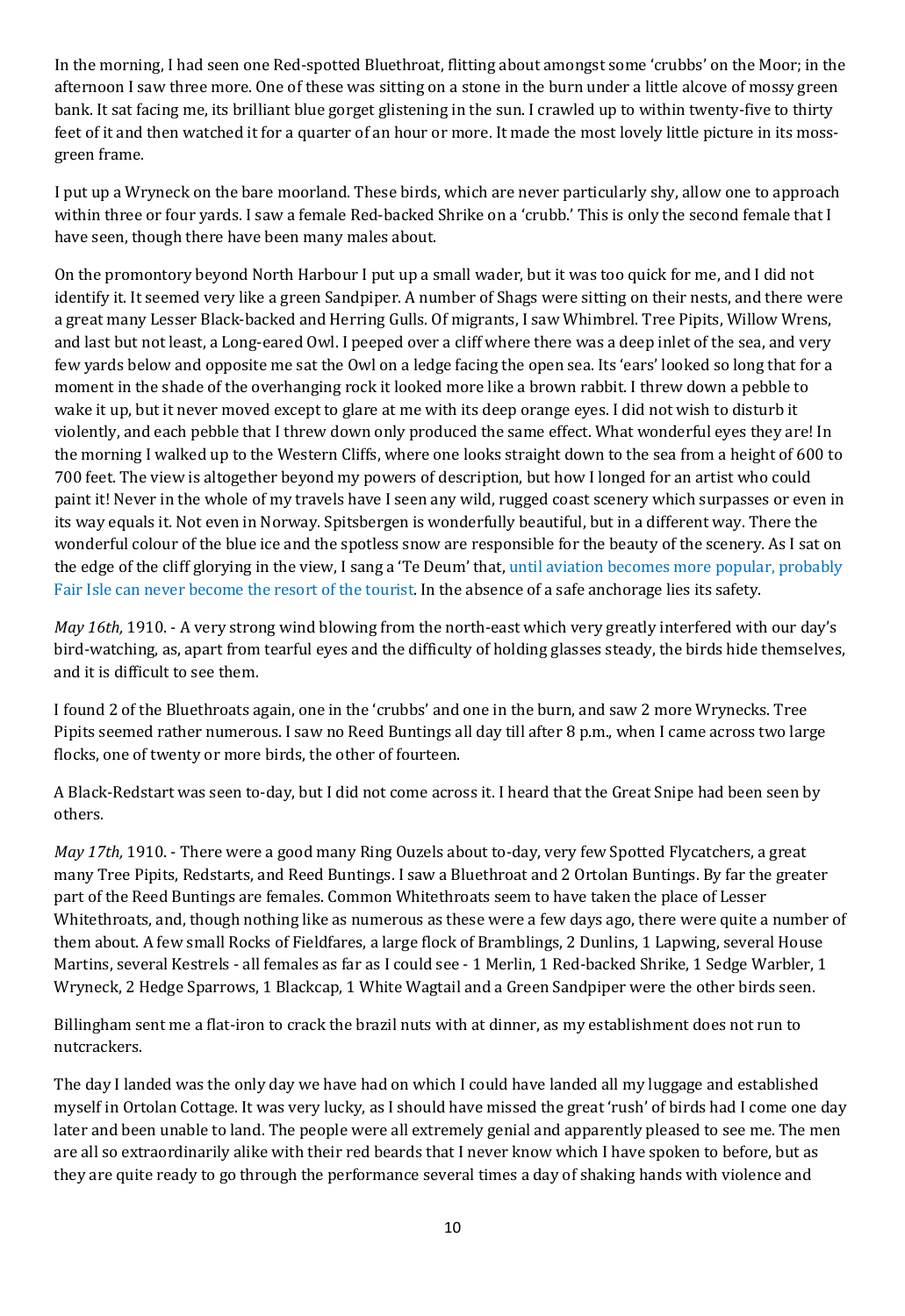In the morning, I had seen one Red-spotted Bluethroat, flitting about amongst some 'crubbs' on the Moor; in the afternoon I saw three more. One of these was sitting on a stone in the burn under a little alcove of mossy green bank. It sat facing me, its brilliant blue gorget glistening in the sun. I crawled up to within twenty-five to thirty feet of it and then watched it for a quarter of an hour or more. It made the most lovely little picture in its moss-green frame.

I put up a Wryneck on the bare moorland. These birds, which are never particularly shy, allow one to approach within three or four yards. I saw a female Red-backed Shrike on a 'crubb.' This is only the second female that I have seen, though there have been many males about.

On the promontory beyond North Harbour I put up a small wader, but it was too quick for me, and I did not identify it. It seemed very like a green Sandpiper. A number of Shags were sitting on their nests, and there were a great many Lesser Black-backed and Herring Gulls. Of migrants, I saw Whimbrel. Tree Pipits, Willow Wrens, and last but not least, a Long-eared Owl. I peeped over a cliff where there was a deep inlet of the sea, and very few yards below and opposite me sat the Owl on a ledge facing the open sea. Its 'ears' looked so long that for a moment in the shade of the overhanging rock it looked more like a brown rabbit. I threw down a pebble to wake it up, but it never moved except to glare at me with its deep orange eyes. I did not wish to disturb it violently, and each pebble that I threw down only produced the same effect. What wonderful eyes they are! In the morning I walked up to the Western Cliffs, where one looks straight down to the sea from a height of 600 to 700 feet. The view is altogether beyond my powers of description, but how I longed for an artist who could paint it! Never in the whole of my travels have I seen any wild, rugged coast scenery which surpasses or even in its way equals it. Not even in Norway. Spitsbergen is wonderfully beautiful, but in a different way. There the wonderful colour of the blue ice and the spotless snow are responsible for the beauty of the scenery. As I sat on the edge of the cliff glorying in the view, I sang a 'Te Deum' that, until aviation becomes more popular, probably Fair Isle can never become the resort of the tourist. In the absence of a safe anchorage lies its safety.

*May 16th,* 1910. - A very strong wind blowing from the north-east which very greatly interfered with our day's bird-watching, as, apart from tearful eyes and the difficulty of holding glasses steady, the birds hide themselves, and it is difficult to see them.

I found 2 of the Bluethroats again, one in the 'crubbs' and one in the burn, and saw 2 more Wrynecks. Tree Pipits seemed rather numerous. I saw no Reed Buntings all day till after 8 p.m., when I came across two large flocks, one of twenty or more birds, the other of fourteen.

A Black-Redstart was seen to-day, but I did not come across it. I heard that the Great Snipe had been seen by others.

*May 17th,* 1910. - There were a good many Ring Ouzels about to-day, very few Spotted Flycatchers, a great many Tree Pipits, Redstarts, and Reed Buntings. I saw a Bluethroat and 2 Ortolan Buntings. By far the greater part of the Reed Buntings are females. Common Whitethroats seem to have taken the place of Lesser Whitethroats, and, though nothing like as numerous as these were a few days ago, there were quite a number of them about. A few small Rocks of Fieldfares, a large flock of Bramblings, 2 Dunlins, 1 Lapwing, several House Martins, several Kestrels - all females as far as I could see - 1 Merlin, 1 Red-backed Shrike, 1 Sedge Warbler, 1 Wryneck, 2 Hedge Sparrows, 1 Blackcap, 1 White Wagtail and a Green Sandpiper were the other birds seen.

Billingham sent me a flat-iron to crack the brazil nuts with at dinner, as my establishment does not run to nutcrackers.

The day I landed was the only day we have had on which I could have landed all my luggage and established myself in Ortolan Cottage. It was very lucky, as I should have missed the great 'rush' of birds had I come one day later and been unable to land. The people were all extremely genial and apparently pleased to see me. The men are all so extraordinarily alike with their red beards that I never know which I have spoken to before, but as they are quite ready to go through the performance several times a day of shaking hands with violence and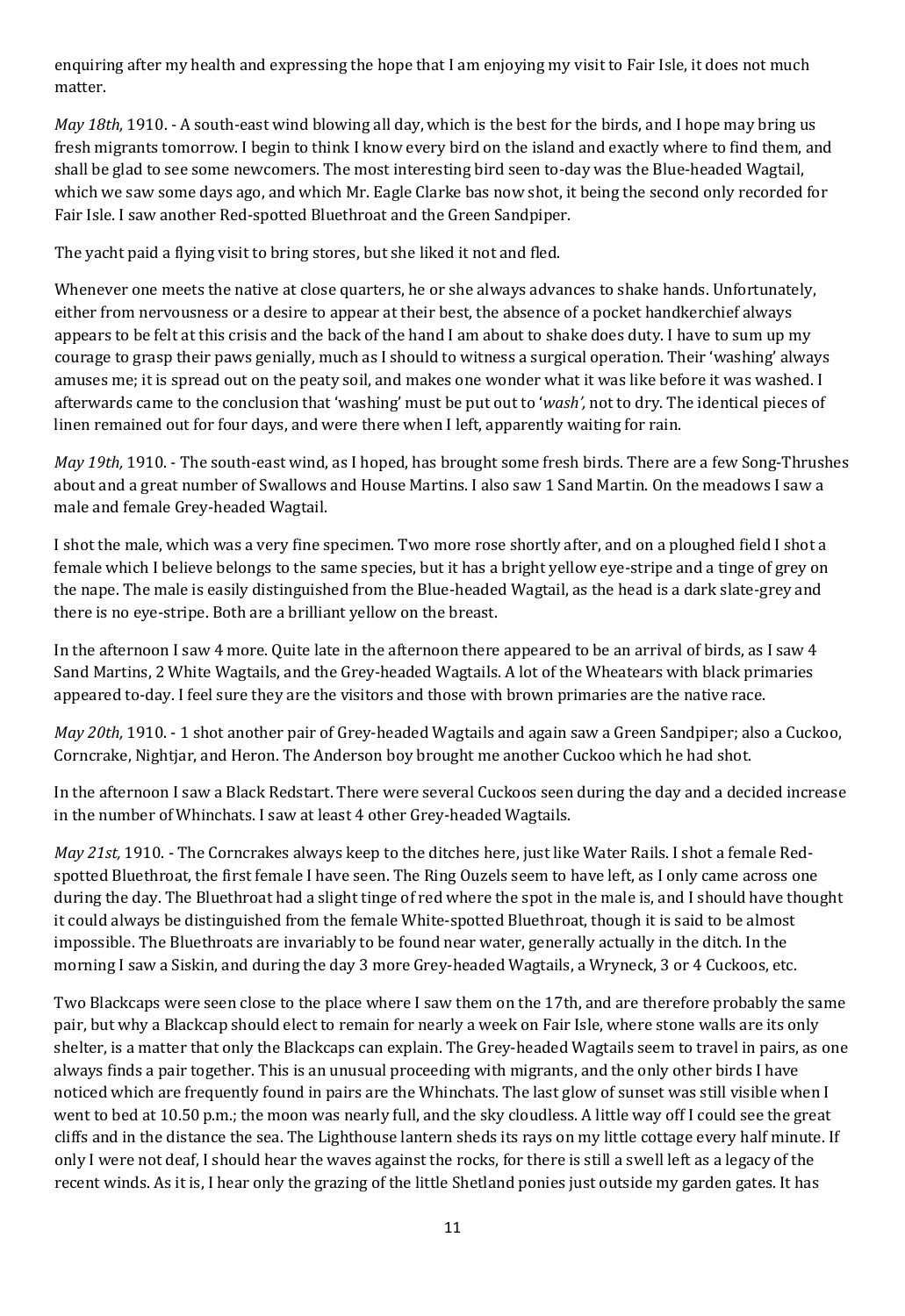enquiring after my health and expressing the hope that I am enjoying my visit to Fair Isle, it does not much matter.

*May 18th,* 1910. - A south-east wind blowing all day, which is the best for the birds, and I hope may bring us fresh migrants tomorrow. I begin to think I know every bird on the island and exactly where to find them, and shall be glad to see some newcomers. The most interesting bird seen to-day was the Blue-headed Wagtail, which we saw some days ago, and which Mr. Eagle Clarke bas now shot, it being the second only recorded for Fair Isle. I saw another Red-spotted Bluethroat and the Green Sandpiper.

The yacht paid a flying visit to bring stores, but she liked it not and fled.

Whenever one meets the native at close quarters, he or she always advances to shake hands. Unfortunately, either from nervousness or a desire to appear at their best, the absence of a pocket handkerchief always appears to be felt at this crisis and the back of the hand I am about to shake does duty. I have to sum up my courage to grasp their paws genially, much as I should to witness a surgical operation. Their 'washing' always amuses me; it is spread out on the peaty soil, and makes one wonder what it was like before it was washed. I afterwards came to the conclusion that 'washing' must be put out to '*wash',* not to dry. The identical pieces of linen remained out for four days, and were there when I left, apparently waiting for rain.

*May 19th,* 1910. - The south-east wind, as I hoped, has brought some fresh birds. There are a few Song-Thrushes about and a great number of Swallows and House Martins. I also saw 1 Sand Martin. On the meadows I saw a male and female Grey-headed Wagtail.

I shot the male, which was a very fine specimen. Two more rose shortly after, and on a ploughed field I shot a female which I believe belongs to the same species, but it has a bright yellow eye-stripe and a tinge of grey on the nape. The male is easily distinguished from the Blue-headed Wagtail, as the head is a dark slate-grey and there is no eye-stripe. Both are a brilliant yellow on the breast.

In the afternoon I saw 4 more. Quite late in the afternoon there appeared to be an arrival of birds, as I saw 4 Sand Martins, 2 White Wagtails, and the Grey-headed Wagtails. A lot of the Wheatears with black primaries appeared to-day. I feel sure they are the visitors and those with brown primaries are the native race.

*May 20th,* 1910. - 1 shot another pair of Grey-headed Wagtails and again saw a Green Sandpiper; also a Cuckoo, Corncrake, Nightjar, and Heron. The Anderson boy brought me another Cuckoo which he had shot.

In the afternoon I saw a Black Redstart. There were several Cuckoos seen during the day and a decided increase in the number of Whinchats. I saw at least 4 other Grey-headed Wagtails.

*May 21st,* 1910. - The Corncrakes always keep to the ditches here, just like Water Rails. I shot a female Red-spotted Bluethroat, the first female I have seen. The Ring Ouzels seem to have left, as I only came across one during the day. The Bluethroat had a slight tinge of red where the spot in the male is, and I should have thought it could always be distinguished from the female White-spotted Bluethroat, though it is said to be almost impossible. The Bluethroats are invariably to be found near water, generally actually in the ditch. In the morning I saw a Siskin, and during the day 3 more Grey-headed Wagtails, a Wryneck, 3 or 4 Cuckoos, etc.

Two Blackcaps were seen close to the place where I saw them on the 17th, and are therefore probably the same pair, but why a Blackcap should elect to remain for nearly a week on Fair Isle, where stone walls are its only shelter, is a matter that only the Blackcaps can explain. The Grey-headed Wagtails seem to travel in pairs, as one always finds a pair together. This is an unusual proceeding with migrants, and the only other birds I have noticed which are frequently found in pairs are the Whinchats. The last glow of sunset was still visible when I went to bed at 10.50 p.m.; the moon was nearly full, and the sky cloudless. A little way off I could see the great cliffs and in the distance the sea. The Lighthouse lantern sheds its rays on my little cottage every half minute. If only I were not deaf, I should hear the waves against the rocks, for there is still a swell left as a legacy of the recent winds. As it is, I hear only the grazing of the little Shetland ponies just outside my garden gates. It has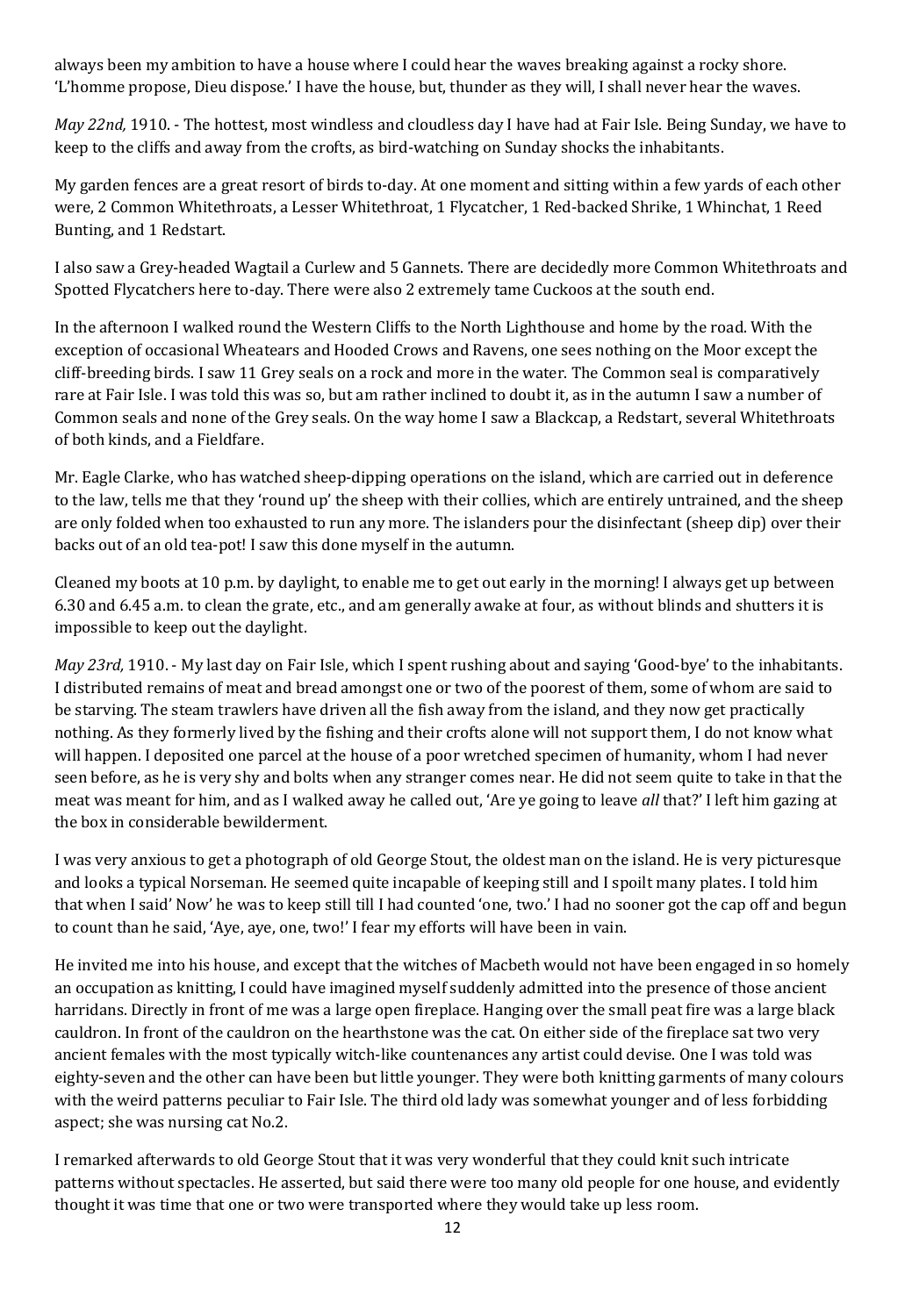always been my ambition to have a house where I could hear the waves breaking against a rocky shore. 'L'homme propose, Dieu dispose.' I have the house, but, thunder as they will, I shall never hear the waves.

*May 22nd,* 1910. - The hottest, most windless and cloudless day I have had at Fair Isle. Being Sunday, we have to keep to the cliffs and away from the crofts, as bird-watching on Sunday shocks the inhabitants.

My garden fences are a great resort of birds to-day. At one moment and sitting within a few yards of each other were, 2 Common Whitethroats, a Lesser Whitethroat, 1 Flycatcher, 1 Red-backed Shrike, 1 Whinchat, 1 Reed Bunting, and 1 Redstart.

I also saw a Grey-headed Wagtail a Curlew and 5 Gannets. There are decidedly more Common Whitethroats and Spotted Flycatchers here to-day. There were also 2 extremely tame Cuckoos at the south end.

In the afternoon I walked round the Western Cliffs to the North Lighthouse and home by the road. With the exception of occasional Wheatears and Hooded Crows and Ravens, one sees nothing on the Moor except the cliff-breeding birds. I saw 11 Grey seals on a rock and more in the water. The Common seal is comparatively rare at Fair Isle. I was told this was so, but am rather inclined to doubt it, as in the autumn I saw a number of Common seals and none of the Grey seals. On the way home I saw a Blackcap, a Redstart, several Whitethroats of both kinds, and a Fieldfare.

Mr. Eagle Clarke, who has watched sheep-dipping operations on the island, which are carried out in deference to the law, tells me that they 'round up' the sheep with their collies, which are entirely untrained, and the sheep are only folded when too exhausted to run any more. The islanders pour the disinfectant (sheep dip) over their backs out of an old tea-pot! I saw this done myself in the autumn.

Cleaned my boots at 10 p.m. by daylight, to enable me to get out early in the morning! I always get up between 6.30 and 6.45 a.m. to clean the grate, etc., and am generally awake at four, as without blinds and shutters it is impossible to keep out the daylight.

*May 23rd,* 1910. - My last day on Fair Isle, which I spent rushing about and saying 'Good-bye' to the inhabitants. I distributed remains of meat and bread amongst one or two of the poorest of them, some of whom are said to be starving. The steam trawlers have driven all the fish away from the island, and they now get practically nothing. As they formerly lived by the fishing and their crofts alone will not support them, I do not know what will happen. I deposited one parcel at the house of a poor wretched specimen of humanity, whom I had never seen before, as he is very shy and bolts when any stranger comes near. He did not seem quite to take in that the meat was meant for him, and as I walked away he called out, 'Are ye going to leave *all* that?' I left him gazing at the box in considerable bewilderment.

I was very anxious to get a photograph of old George Stout, the oldest man on the island. He is very picturesque and looks a typical Norseman. He seemed quite incapable of keeping still and I spoilt many plates. I told him that when I said' Now' he was to keep still till I had counted 'one, two.' I had no sooner got the cap off and begun to count than he said, 'Aye, aye, one, two!' I fear my efforts will have been in vain.

He invited me into his house, and except that the witches of Macbeth would not have been engaged in so homely an occupation as knitting, I could have imagined myself suddenly admitted into the presence of those ancient harridans. Directly in front of me was a large open fireplace. Hanging over the small peat fire was a large black cauldron. In front of the cauldron on the hearthstone was the cat. On either side of the fireplace sat two very ancient females with the most typically witch-like countenances any artist could devise. One I was told was eighty-seven and the other can have been but little younger. They were both knitting garments of many colours with the weird patterns peculiar to Fair Isle. The third old lady was somewhat younger and of less forbidding aspect; she was nursing cat No.2.

I remarked afterwards to old George Stout that it was very wonderful that they could knit such intricate patterns without spectacles. He asserted, but said there were too many old people for one house, and evidently thought it was time that one or two were transported where they would take up less room.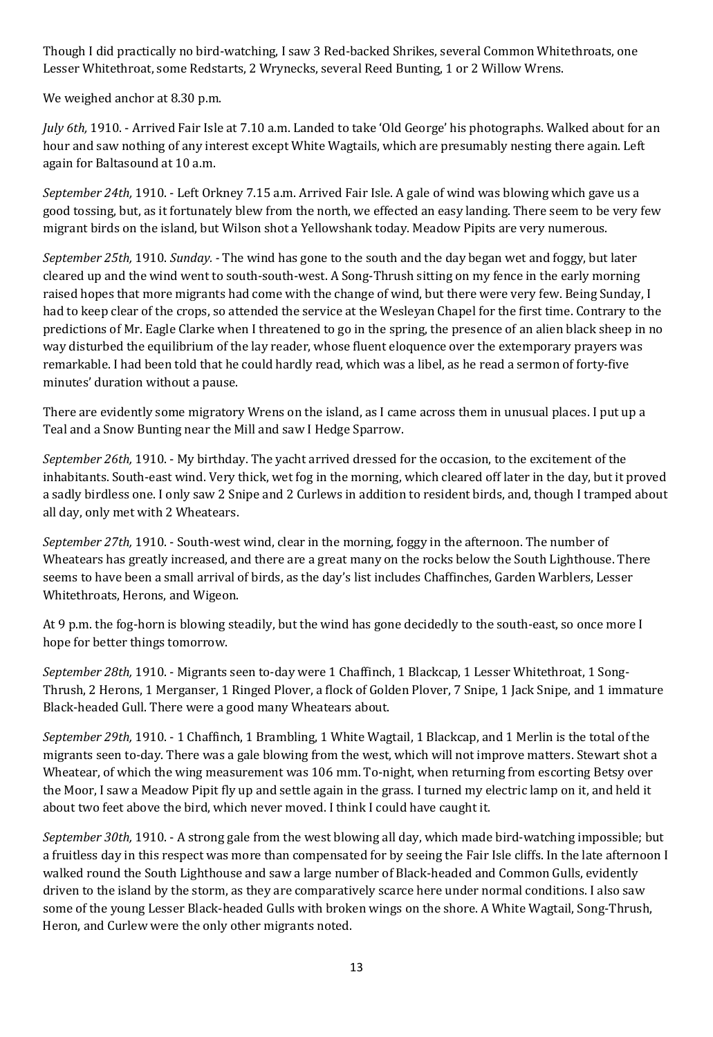Though I did practically no bird-watching, I saw 3 Red-backed Shrikes, several Common Whitethroats, one Lesser Whitethroat, some Redstarts, 2 Wrynecks, several Reed Bunting, 1 or 2 Willow Wrens.

We weighed anchor at 8.30 p.m.

*July 6th,* 1910. - Arrived Fair Isle at 7.10 a.m. Landed to take 'Old George' his photographs. Walked about for an hour and saw nothing of any interest except White Wagtails, which are presumably nesting there again. Left again for Baltasound at 10 a.m.

*September 24th,* 1910. - Left Orkney 7.15 a.m. Arrived Fair Isle. A gale of wind was blowing which gave us a good tossing, but, as it fortunately blew from the north, we effected an easy landing. There seem to be very few migrant birds on the island, but Wilson shot a Yellowshank today. Meadow Pipits are very numerous.

*September 25th,* 1910. *Sunday.* - The wind has gone to the south and the day began wet and foggy, but later cleared up and the wind went to south-south-west. A Song-Thrush sitting on my fence in the early morning raised hopes that more migrants had come with the change of wind, but there were very few. Being Sunday, I had to keep clear of the crops, so attended the service at the Wesleyan Chapel for the first time. Contrary to the predictions of Mr. Eagle Clarke when I threatened to go in the spring, the presence of an alien black sheep in no way disturbed the equilibrium of the lay reader, whose fluent eloquence over the extemporary prayers was remarkable. I had been told that he could hardly read, which was a libel, as he read a sermon of forty-five minutes' duration without a pause.

There are evidently some migratory Wrens on the island, as I came across them in unusual places. I put up a Teal and a Snow Bunting near the Mill and saw I Hedge Sparrow.

*September 26th,* 1910. - My birthday. The yacht arrived dressed for the occasion, to the excitement of the inhabitants. South-east wind. Very thick, wet fog in the morning, which cleared off later in the day, but it proved a sadly birdless one. I only saw 2 Snipe and 2 Curlews in addition to resident birds, and, though I tramped about all day, only met with 2 Wheatears.

*September 27th,* 1910. - South-west wind, clear in the morning, foggy in the afternoon. The number of Wheatears has greatly increased, and there are a great many on the rocks below the South Lighthouse. There seems to have been a small arrival of birds, as the day's list includes Chaffinches, Garden Warblers, Lesser Whitethroats, Herons, and Wigeon.

At 9 p.m. the fog-horn is blowing steadily, but the wind has gone decidedly to the south-east, so once more I hope for better things tomorrow.

*September 28th,* 1910. - Migrants seen to-day were 1 Chaffinch, 1 Blackcap, 1 Lesser Whitethroat, 1 Song-Thrush, 2 Herons, 1 Merganser, 1 Ringed Plover, a flock of Golden Plover, 7 Snipe, 1 Jack Snipe, and 1 immature Black-headed Gull. There were a good many Wheatears about.

*September 29th,* 1910. - 1 Chaffinch, 1 Brambling, 1 White Wagtail, 1 Blackcap, and 1 Merlin is the total of the migrants seen to-day. There was a gale blowing from the west, which will not improve matters. Stewart shot a Wheatear, of which the wing measurement was 106 mm. To-night, when returning from escorting Betsy over the Moor, I saw a Meadow Pipit fly up and settle again in the grass. I turned my electric lamp on it, and held it about two feet above the bird, which never moved. I think I could have caught it.

*September 30th,* 1910. - A strong gale from the west blowing all day, which made bird-watching impossible; but a fruitless day in this respect was more than compensated for by seeing the Fair Isle cliffs. In the late afternoon I walked round the South Lighthouse and saw a large number of Black-headed and Common Gulls, evidently driven to the island by the storm, as they are comparatively scarce here under normal conditions. I also saw some of the young Lesser Black-headed Gulls with broken wings on the shore. A White Wagtail, Song-Thrush, Heron, and Curlew were the only other migrants noted.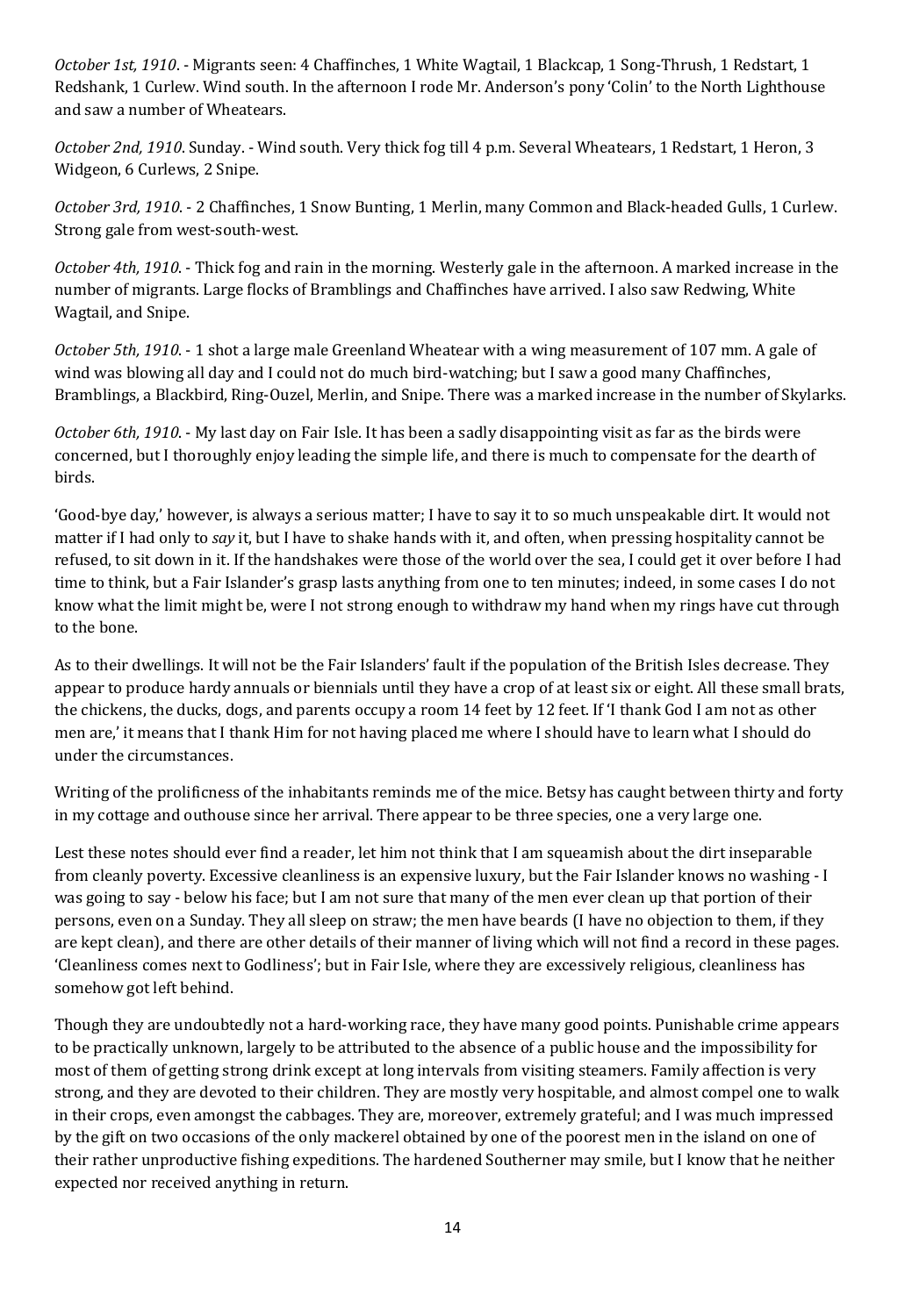*October 1st, 1910*. - Migrants seen: 4 Chaffinches, 1 White Wagtail, 1 Blackcap, 1 Song-Thrush, 1 Redstart, 1 Redshank, 1 Curlew. Wind south. In the afternoon I rode Mr. Anderson's pony 'Colin' to the North Lighthouse and saw a number of Wheatears.

*October 2nd, 1910*. Sunday. - Wind south. Very thick fog till 4 p.m. Several Wheatears, 1 Redstart, 1 Heron, 3 Widgeon, 6 Curlews, 2 Snipe.

*October 3rd, 1910*. - 2 Chaffinches, 1 Snow Bunting, 1 Merlin, many Common and Black-headed Gulls, 1 Curlew. Strong gale from west-south-west.

*October 4th, 1910*. - Thick fog and rain in the morning. Westerly gale in the afternoon. A marked increase in the number of migrants. Large flocks of Bramblings and Chaffinches have arrived. I also saw Redwing, White Wagtail, and Snipe.

*October 5th, 1910*. - 1 shot a large male Greenland Wheatear with a wing measurement of 107 mm. A gale of wind was blowing all day and I could not do much bird-watching; but I saw a good many Chaffinches, Bramblings, a Blackbird, Ring-Ouzel, Merlin, and Snipe. There was a marked increase in the number of Skylarks.

*October 6th, 1910*. - My last day on Fair Isle. It has been a sadly disappointing visit as far as the birds were concerned, but I thoroughly enjoy leading the simple life, and there is much to compensate for the dearth of birds.

'Good-bye day,' however, is always a serious matter; I have to say it to so much unspeakable dirt. It would not matter if I had only to *say* it, but I have to shake hands with it, and often, when pressing hospitality cannot be refused, to sit down in it. If the handshakes were those of the world over the sea, I could get it over before I had time to think, but a Fair Islander's grasp lasts anything from one to ten minutes; indeed, in some cases I do not know what the limit might be, were I not strong enough to withdraw my hand when my rings have cut through to the bone.

As to their dwellings. It will not be the Fair Islanders' fault if the population of the British Isles decrease. They appear to produce hardy annuals or biennials until they have a crop of at least six or eight. All these small brats, the chickens, the ducks, dogs, and parents occupy a room 14 feet by 12 feet. If 'I thank God I am not as other men are,' it means that I thank Him for not having placed me where I should have to learn what I should do under the circumstances.

Writing of the prolificness of the inhabitants reminds me of the mice. Betsy has caught between thirty and forty in my cottage and outhouse since her arrival. There appear to be three species, one a very large one.

Lest these notes should ever find a reader, let him not think that I am squeamish about the dirt inseparable from cleanly poverty. Excessive cleanliness is an expensive luxury, but the Fair Islander knows no washing - I was going to say - below his face; but I am not sure that many of the men ever clean up that portion of their persons, even on a Sunday. They all sleep on straw; the men have beards (I have no objection to them, if they are kept clean), and there are other details of their manner of living which will not find a record in these pages. 'Cleanliness comes next to Godliness'; but in Fair Isle, where they are excessively religious, cleanliness has somehow got left behind.

Though they are undoubtedly not a hard-working race, they have many good points. Punishable crime appears to be practically unknown, largely to be attributed to the absence of a public house and the impossibility for most of them of getting strong drink except at long intervals from visiting steamers. Family affection is very strong, and they are devoted to their children. They are mostly very hospitable, and almost compel one to walk in their crops, even amongst the cabbages. They are, moreover, extremely grateful; and I was much impressed by the gift on two occasions of the only mackerel obtained by one of the poorest men in the island on one of their rather unproductive fishing expeditions. The hardened Southerner may smile, but I know that he neither expected nor received anything in return.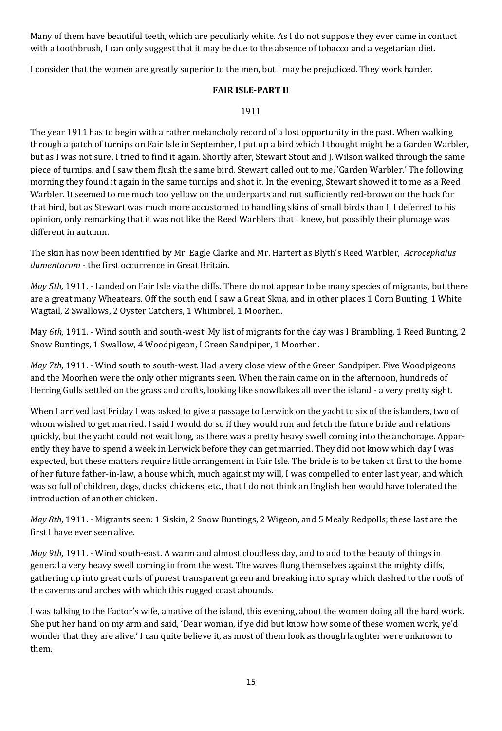Many of them have beautiful teeth, which are peculiarly white. As I do not suppose they ever came in contact with a toothbrush, I can only suggest that it may be due to the absence of tobacco and a vegetarian diet.

I consider that the women are greatly superior to the men, but I may be prejudiced. They work harder.

## FAIR ISLE-PART II

1911

The year 1911 has to begin with a rather melancholy record of a lost opportunity in the past. When walking through a patch of turnips on Fair Isle in September, I put up a bird which I thought might be a Garden Warbler, but as I was not sure, I tried to find it again. Shortly after, Stewart Stout and J. Wilson walked through the same piece of turnips, and I saw them flush the same bird. Stewart called out to me, 'Garden Warbler.' The following morning they found it again in the same turnips and shot it. In the evening, Stewart showed it to me as a Reed Warbler. It seemed to me much too yellow on the underparts and not sufficiently red-brown on the back for that bird, but as Stewart was much more accustomed to handling skins of small birds than I, I deferred to his opinion, only remarking that it was not like the Reed Warblers that I knew, but possibly their plumage was different in autumn.

The skin has now been identified by Mr. Eagle Clarke and Mr. Hartert as Blyth's Reed Warbler, *Acrocephalus dumentorum* - the first occurrence in Great Britain.

*May 5th,* 1911. - Landed on Fair Isle via the cliffs. There do not appear to be many species of migrants, but there are a great many Wheatears. Off the south end I saw a Great Skua, and in other places 1 Corn Bunting, 1 White Wagtail, 2 Swallows, 2 Oyster Catchers, 1 Whimbrel, 1 Moorhen.

May *6th,* 1911. - Wind south and south-west. My list of migrants for the day was I Brambling, 1 Reed Bunting, 2 Snow Buntings, 1 Swallow, 4 Woodpigeon, I Green Sandpiper, 1 Moorhen.

*May 7th,* 1911. - Wind south to south-west. Had a very close view of the Green Sandpiper. Five Woodpigeons and the Moorhen were the only other migrants seen. When the rain came on in the afternoon, hundreds of Herring Gulls settled on the grass and crofts, looking like snowflakes all over the island - a very pretty sight.

When I arrived last Friday I was asked to give a passage to Lerwick on the yacht to six of the islanders, two of whom wished to get married. I said I would do so if they would run and fetch the future bride and relations quickly, but the yacht could not wait long, as there was a pretty heavy swell coming into the anchorage. Apparently they have to spend a week in Lerwick before they can get married. They did not know which day I was expected, but these matters require little arrangement in Fair Isle. The bride is to be taken at first to the home of her future father-in-law, a house which, much against my will, I was compelled to enter last year, and which was so full of children, dogs, ducks, chickens, etc., that I do not think an English hen would have tolerated the introduction of another chicken.

*May 8th,* 1911. - Migrants seen: 1 Siskin, 2 Snow Buntings, 2 Wigeon, and 5 Mealy Redpolls; these last are the first I have ever seen alive.

*May 9th,* 1911. - Wind south-east. A warm and almost cloudless day, and to add to the beauty of things in general a very heavy swell coming in from the west. The waves flung themselves against the mighty cliffs, gathering up into great curls of purest transparent green and breaking into spray which dashed to the roofs of the caverns and arches with which this rugged coast abounds.

I was talking to the Factor's wife, a native of the island, this evening, about the women doing all the hard work. She put her hand on my arm and said, 'Dear woman, if ye did but know how some of these women work, ye'd wonder that they are alive.' I can quite believe it, as most of them look as though laughter were unknown to them.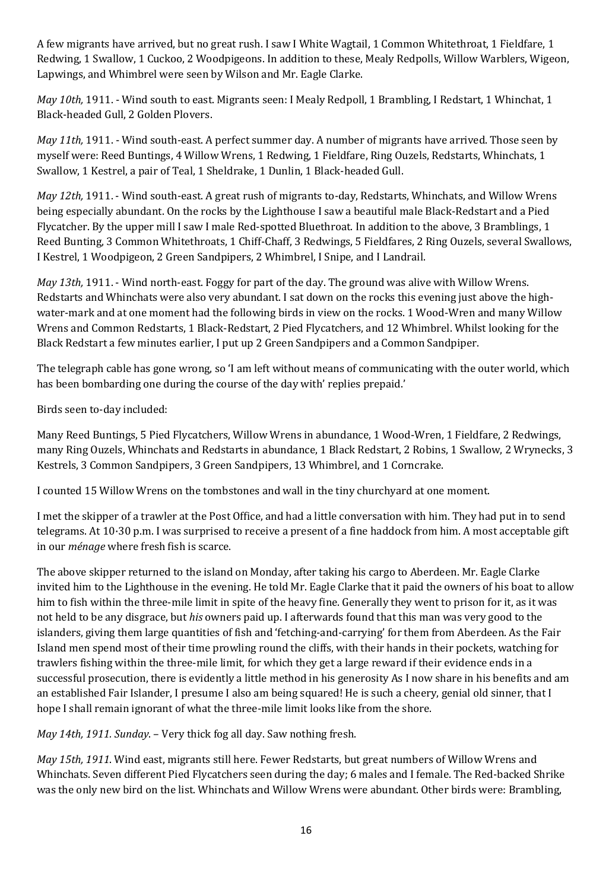A few migrants have arrived, but no great rush. I saw I White Wagtail, 1 Common Whitethroat, 1 Fieldfare, 1 Redwing, 1 Swallow, 1 Cuckoo, 2 Woodpigeons. In addition to these, Mealy Redpolls, Willow Warblers, Wigeon, Lapwings, and Whimbrel were seen by Wilson and Mr. Eagle Clarke.

*May 10th,* 1911. - Wind south to east. Migrants seen: I Mealy Redpoll, 1 Brambling, I Redstart, 1 Whinchat, 1 Black-headed Gull, 2 Golden Plovers.

*May 11th,* 1911. - Wind south-east. A perfect summer day. A number of migrants have arrived. Those seen by myself were: Reed Buntings, 4 Willow Wrens, 1 Redwing, 1 Fieldfare, Ring Ouzels, Redstarts, Whinchats, 1 Swallow, 1 Kestrel, a pair of Teal, 1 Sheldrake, 1 Dunlin, 1 Black-headed Gull.

*May 12th,* 1911. - Wind south-east. A great rush of migrants to-day, Redstarts, Whinchats, and Willow Wrens being especially abundant. On the rocks by the Lighthouse I saw a beautiful male Black-Redstart and a Pied Flycatcher. By the upper mill I saw I male Red-spotted Bluethroat. In addition to the above, 3 Bramblings, 1 Reed Bunting, 3 Common Whitethroats, 1 Chiff-Chaff, 3 Redwings, 5 Fieldfares, 2 Ring Ouzels, several Swallows, I Kestrel, 1 Woodpigeon, 2 Green Sandpipers, 2 Whimbrel, I Snipe, and I Landrail.

*May 13th,* 1911. - Wind north-east. Foggy for part of the day. The ground was alive with Willow Wrens. Redstarts and Whinchats were also very abundant. I sat down on the rocks this evening just above the high-water-mark and at one moment had the following birds in view on the rocks. 1 Wood-Wren and many Willow Wrens and Common Redstarts, 1 Black-Redstart, 2 Pied Flycatchers, and 12 Whimbrel. Whilst looking for the Black Redstart a few minutes earlier, I put up 2 Green Sandpipers and a Common Sandpiper.

The telegraph cable has gone wrong, so 'I am left without means of communicating with the outer world, which has been bombarding one during the course of the day with' replies prepaid.'

Birds seen to-day included:

Many Reed Buntings, 5 Pied Flycatchers, Willow Wrens in abundance, 1 Wood-Wren, 1 Fieldfare, 2 Redwings, many Ring Ouzels, Whinchats and Redstarts in abundance, 1 Black Redstart, 2 Robins, 1 Swallow, 2 Wrynecks, 3 Kestrels, 3 Common Sandpipers, 3 Green Sandpipers, 13 Whimbrel, and 1 Corncrake.

I counted 15 Willow Wrens on the tombstones and wall in the tiny churchyard at one moment.

I met the skipper of a trawler at the Post Office, and had a little conversation with him. They had put in to send telegrams. At 10·30 p.m. I was surprised to receive a present of a fine haddock from him. A most acceptable gift in our *ménage* where fresh fish is scarce.

The above skipper returned to the island on Monday, after taking his cargo to Aberdeen. Mr. Eagle Clarke invited him to the Lighthouse in the evening. He told Mr. Eagle Clarke that it paid the owners of his boat to allow him to fish within the three-mile limit in spite of the heavy fine. Generally they went to prison for it, as it was not held to be any disgrace, but *his* owners paid up. I afterwards found that this man was very good to the islanders, giving them large quantities of fish and 'fetching-and-carrying' for them from Aberdeen. As the Fair Island men spend most of their time prowling round the cliffs, with their hands in their pockets, watching for trawlers fishing within the three-mile limit, for which they get a large reward if their evidence ends in a successful prosecution, there is evidently a little method in his generosity As I now share in his benefits and am an established Fair Islander, I presume I also am being squared! He is such a cheery, genial old sinner, that I hope I shall remain ignorant of what the three-mile limit looks like from the shore.

*May 14th, 1911. Sunday.* – Very thick fog all day. Saw nothing fresh.

*May 15th, 1911.* Wind east, migrants still here. Fewer Redstarts, but great numbers of Willow Wrens and Whinchats. Seven different Pied Flycatchers seen during the day; 6 males and I female. The Red-backed Shrike was the only new bird on the list. Whinchats and Willow Wrens were abundant. Other birds were: Brambling,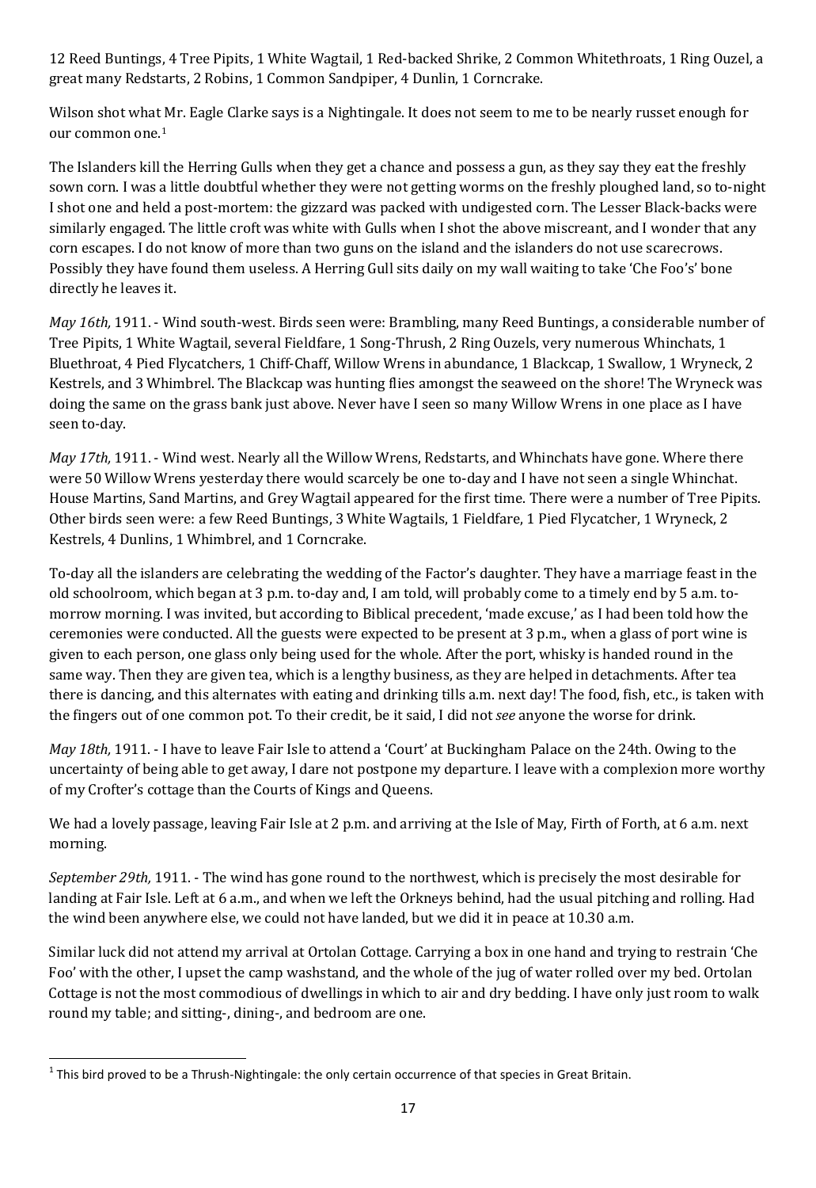12 Reed Buntings, 4 Tree Pipits, 1 White Wagtail, 1 Red-backed Shrike, 2 Common Whitethroats, 1 Ring Ouzel, a great many Redstarts, 2 Robins, 1 Common Sandpiper, 4 Dunlin, 1 Corncrake.

Wilson shot what Mr. Eagle Clarke says is a Nightingale. It does not seem to me to be nearly russet enough for our common one.[1]

The Islanders kill the Herring Gulls when they get a chance and possess a gun, as they say they eat the freshly sown corn. I was a little doubtful whether they were not getting worms on the freshly ploughed land, so to-night I shot one and held a post-mortem: the gizzard was packed with undigested corn. The Lesser Black-backs were similarly engaged. The little croft was white with Gulls when I shot the above miscreant, and I wonder that any corn escapes. I do not know of more than two guns on the island and the islanders do not use scarecrows. Possibly they have found them useless. A Herring Gull sits daily on my wall waiting to take 'Che Foo's' bone directly he leaves it.

*May 16th,* 1911. - Wind south-west. Birds seen were: Brambling, many Reed Buntings, a considerable number of Tree Pipits, 1 White Wagtail, several Fieldfare, 1 Song-Thrush, 2 Ring Ouzels, very numerous Whinchats, 1 Bluethroat, 4 Pied Flycatchers, 1 Chiff-Chaff, Willow Wrens in abundance, 1 Blackcap, 1 Swallow, 1 Wryneck, 2 Kestrels, and 3 Whimbrel. The Blackcap was hunting flies amongst the seaweed on the shore! The Wryneck was doing the same on the grass bank just above. Never have I seen so many Willow Wrens in one place as I have seen to-day.

*May 17th,* 1911. - Wind west. Nearly all the Willow Wrens, Redstarts, and Whinchats have gone. Where there were 50 Willow Wrens yesterday there would scarcely be one to-day and I have not seen a single Whinchat. House Martins, Sand Martins, and Grey Wagtail appeared for the first time. There were a number of Tree Pipits. Other birds seen were: a few Reed Buntings, 3 White Wagtails, 1 Fieldfare, 1 Pied Flycatcher, 1 Wryneck, 2 Kestrels, 4 Dunlins, 1 Whimbrel, and 1 Corncrake.

To-day all the islanders are celebrating the wedding of the Factor's daughter. They have a marriage feast in the old schoolroom, which began at 3 p.m. to-day and, I am told, will probably come to a timely end by 5 a.m. to-morrow morning. I was invited, but according to Biblical precedent, 'made excuse,' as I had been told how the ceremonies were conducted. All the guests were expected to be present at 3 p.m., when a glass of port wine is given to each person, one glass only being used for the whole. After the port, whisky is handed round in the same way. Then they are given tea, which is a lengthy business, as they are helped in detachments. After tea there is dancing, and this alternates with eating and drinking tills a.m. next day! The food, fish, etc., is taken with the fingers out of one common pot. To their credit, be it said, I did not *see* anyone the worse for drink.

*May 18th,* 1911. - I have to leave Fair Isle to attend a 'Court' at Buckingham Palace on the 24th. Owing to the uncertainty of being able to get away, I dare not postpone my departure. I leave with a complexion more worthy of my Crofter's cottage than the Courts of Kings and Queens.

We had a lovely passage, leaving Fair Isle at 2 p.m. and arriving at the Isle of May, Firth of Forth, at 6 a.m. next morning.

*September 29th,* 1911. - The wind has gone round to the northwest, which is precisely the most desirable for landing at Fair Isle. Left at 6 a.m., and when we left the Orkneys behind, had the usual pitching and rolling. Had the wind been anywhere else, we could not have landed, but we did it in peace at 10.30 a.m.

Similar luck did not attend my arrival at Ortolan Cottage. Carrying a box in one hand and trying to restrain 'Che Foo' with the other, I upset the camp washstand, and the whole of the jug of water rolled over my bed. Ortolan Cottage is not the most commodious of dwellings in which to air and dry bedding. I have only just room to walk round my table; and sitting-, dining-, and bedroom are one.

---

[1] This bird proved to be a Thrush-Nightingale: the only certain occurrence of that species in Great Britain.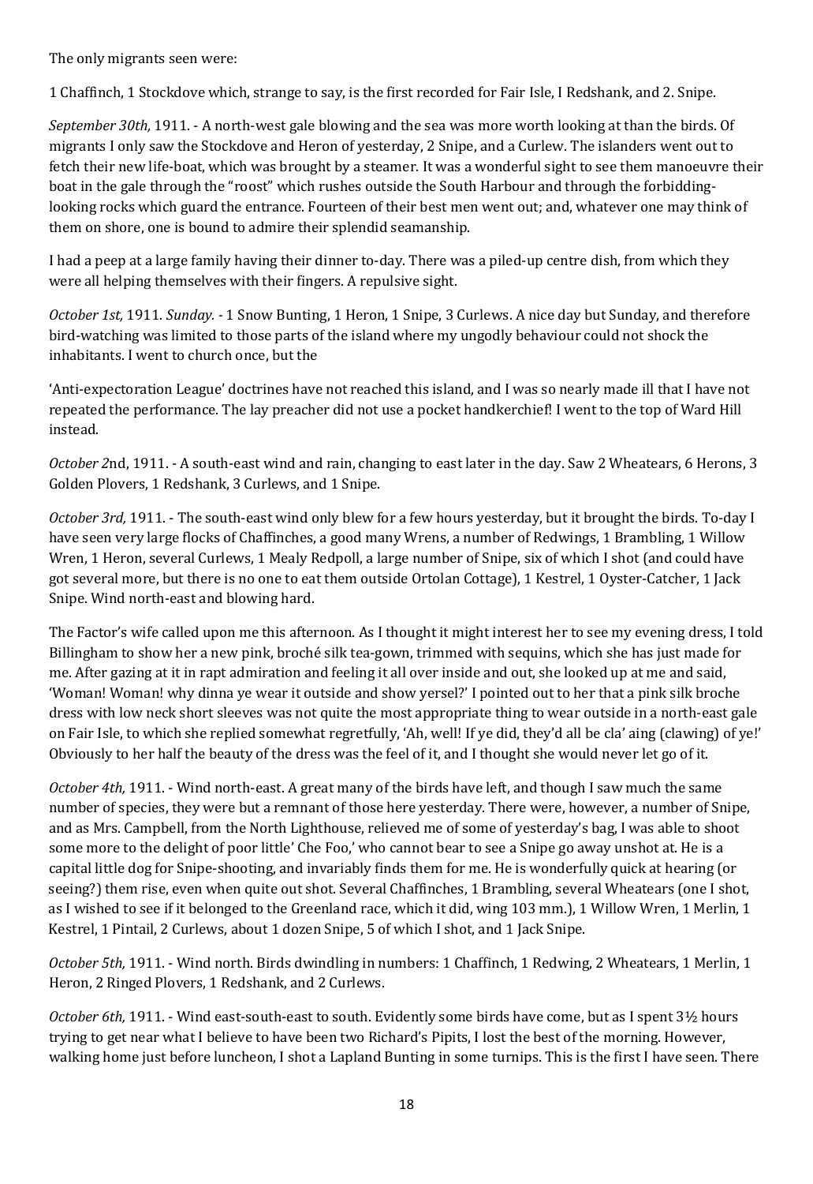The only migrants seen were:

1 Chaffinch, 1 Stockdove which, strange to say, is the first recorded for Fair Isle, I Redshank, and 2. Snipe.

*September 30th,* 1911. - A north-west gale blowing and the sea was more worth looking at than the birds. Of migrants I only saw the Stockdove and Heron of yesterday, 2 Snipe, and a Curlew. The islanders went out to fetch their new life-boat, which was brought by a steamer. It was a wonderful sight to see them manoeuvre their boat in the gale through the "roost" which rushes outside the South Harbour and through the forbidding-looking rocks which guard the entrance. Fourteen of their best men went out; and, whatever one may think of them on shore, one is bound to admire their splendid seamanship.

I had a peep at a large family having their dinner to-day. There was a piled-up centre dish, from which they were all helping themselves with their fingers. A repulsive sight.

*October 1st,* 1911. *Sunday.* - 1 Snow Bunting, 1 Heron, 1 Snipe, 3 Curlews. A nice day but Sunday, and therefore bird-watching was limited to those parts of the island where my ungodly behaviour could not shock the inhabitants. I went to church once, but the

'Anti-expectoration League' doctrines have not reached this island, and I was so nearly made ill that I have not repeated the performance. The lay preacher did not use a pocket handkerchief! I went to the top of Ward Hill instead.

*October 2*nd, 1911. - A south-east wind and rain, changing to east later in the day. Saw 2 Wheatears, 6 Herons, 3 Golden Plovers, 1 Redshank, 3 Curlews, and 1 Snipe.

*October 3rd,* 1911. - The south-east wind only blew for a few hours yesterday, but it brought the birds. To-day I have seen very large flocks of Chaffinches, a good many Wrens, a number of Redwings, 1 Brambling, 1 Willow Wren, 1 Heron, several Curlews, 1 Mealy Redpoll, a large number of Snipe, six of which I shot (and could have got several more, but there is no one to eat them outside Ortolan Cottage), 1 Kestrel, 1 Oyster-Catcher, 1 Jack Snipe. Wind north-east and blowing hard.

The Factor's wife called upon me this afternoon. As I thought it might interest her to see my evening dress, I told Billingham to show her a new pink, broché silk tea-gown, trimmed with sequins, which she has just made for me. After gazing at it in rapt admiration and feeling it all over inside and out, she looked up at me and said, 'Woman! Woman! why dinna ye wear it outside and show yersel?' I pointed out to her that a pink silk broche dress with low neck short sleeves was not quite the most appropriate thing to wear outside in a north-east gale on Fair Isle, to which she replied somewhat regretfully, 'Ah, well! If ye did, they'd all be cla' aing (clawing) of ye!' Obviously to her half the beauty of the dress was the feel of it, and I thought she would never let go of it.

*October 4th,* 1911. - Wind north-east. A great many of the birds have left, and though I saw much the same number of species, they were but a remnant of those here yesterday. There were, however, a number of Snipe, and as Mrs. Campbell, from the North Lighthouse, relieved me of some of yesterday's bag, I was able to shoot some more to the delight of poor little' Che Foo,' who cannot bear to see a Snipe go away unshot at. He is a capital little dog for Snipe-shooting, and invariably finds them for me. He is wonderfully quick at hearing (or seeing?) them rise, even when quite out shot. Several Chaffinches, 1 Brambling, several Wheatears (one I shot, as I wished to see if it belonged to the Greenland race, which it did, wing 103 mm.), 1 Willow Wren, 1 Merlin, 1 Kestrel, 1 Pintail, 2 Curlews, about 1 dozen Snipe, 5 of which I shot, and 1 Jack Snipe.

*October 5th,* 1911. - Wind north. Birds dwindling in numbers: 1 Chaffinch, 1 Redwing, 2 Wheatears, 1 Merlin, 1 Heron, 2 Ringed Plovers, 1 Redshank, and 2 Curlews.

*October 6th,* 1911. - Wind east-south-east to south. Evidently some birds have come, but as I spent 3½ hours trying to get near what I believe to have been two Richard's Pipits, I lost the best of the morning. However, walking home just before luncheon, I shot a Lapland Bunting in some turnips. This is the first I have seen. There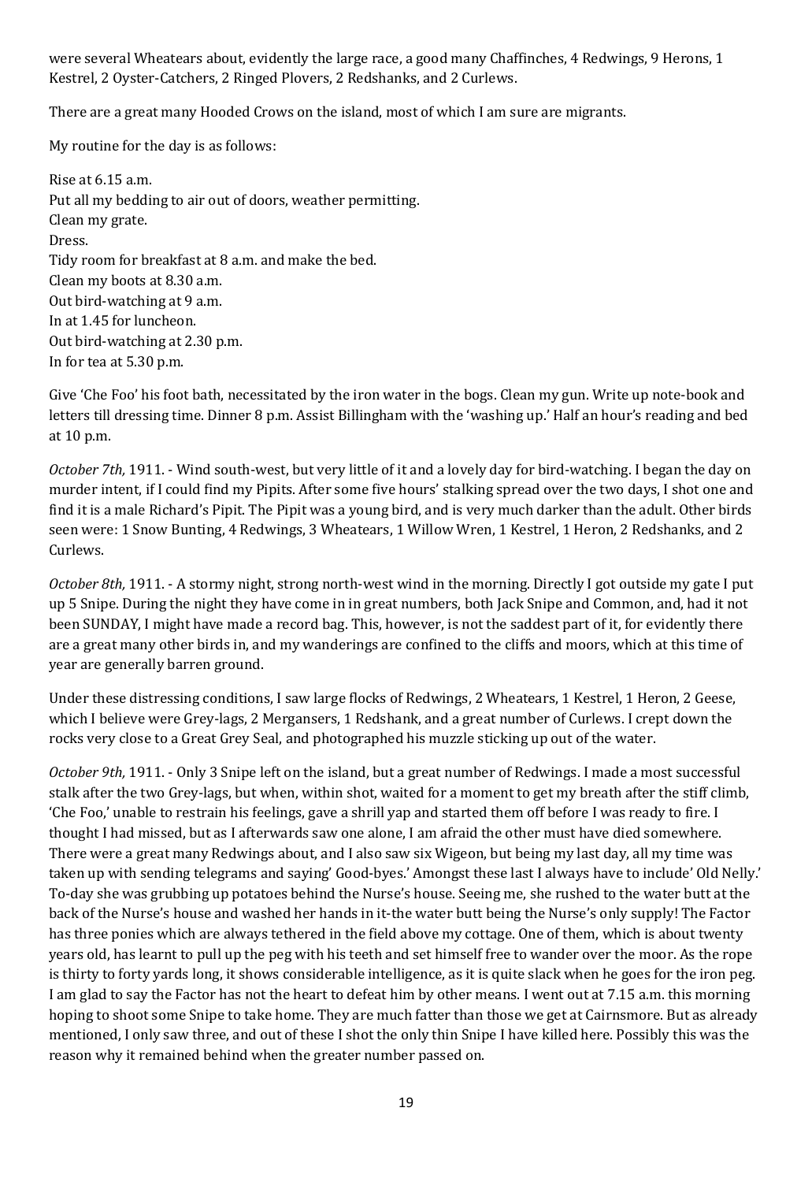were several Wheatears about, evidently the large race, a good many Chaffinches, 4 Redwings, 9 Herons, 1 Kestrel, 2 Oyster-Catchers, 2 Ringed Plovers, 2 Redshanks, and 2 Curlews.

There are a great many Hooded Crows on the island, most of which I am sure are migrants.

My routine for the day is as follows:

Rise at 6.15 a.m.
Put all my bedding to air out of doors, weather permitting.
Clean my grate.
Dress.
Tidy room for breakfast at 8 a.m. and make the bed.
Clean my boots at 8.30 a.m.
Out bird-watching at 9 a.m.
In at 1.45 for luncheon.
Out bird-watching at 2.30 p.m.
In for tea at 5.30 p.m.

Give 'Che Foo' his foot bath, necessitated by the iron water in the bogs. Clean my gun. Write up note-book and letters till dressing time. Dinner 8 p.m. Assist Billingham with the 'washing up.' Half an hour's reading and bed at 10 p.m.

*October 7th,* 1911. - Wind south-west, but very little of it and a lovely day for bird-watching. I began the day on murder intent, if I could find my Pipits. After some five hours' stalking spread over the two days, I shot one and find it is a male Richard's Pipit. The Pipit was a young bird, and is very much darker than the adult. Other birds seen were: 1 Snow Bunting, 4 Redwings, 3 Wheatears, 1 Willow Wren, 1 Kestrel, 1 Heron, 2 Redshanks, and 2 Curlews.

*October 8th,* 1911. - A stormy night, strong north-west wind in the morning. Directly I got outside my gate I put up 5 Snipe. During the night they have come in in great numbers, both Jack Snipe and Common, and, had it not been SUNDAY, I might have made a record bag. This, however, is not the saddest part of it, for evidently there are a great many other birds in, and my wanderings are confined to the cliffs and moors, which at this time of year are generally barren ground.

Under these distressing conditions, I saw large flocks of Redwings, 2 Wheatears, 1 Kestrel, 1 Heron, 2 Geese, which I believe were Grey-lags, 2 Mergansers, 1 Redshank, and a great number of Curlews. I crept down the rocks very close to a Great Grey Seal, and photographed his muzzle sticking up out of the water.

*October 9th,* 1911. - Only 3 Snipe left on the island, but a great number of Redwings. I made a most successful stalk after the two Grey-lags, but when, within shot, waited for a moment to get my breath after the stiff climb, 'Che Foo,' unable to restrain his feelings, gave a shrill yap and started them off before I was ready to fire. I thought I had missed, but as I afterwards saw one alone, I am afraid the other must have died somewhere. There were a great many Redwings about, and I also saw six Wigeon, but being my last day, all my time was taken up with sending telegrams and saying' Good-byes.' Amongst these last I always have to include' Old Nelly.' To-day she was grubbing up potatoes behind the Nurse's house. Seeing me, she rushed to the water butt at the back of the Nurse's house and washed her hands in it-the water butt being the Nurse's only supply! The Factor has three ponies which are always tethered in the field above my cottage. One of them, which is about twenty years old, has learnt to pull up the peg with his teeth and set himself free to wander over the moor. As the rope is thirty to forty yards long, it shows considerable intelligence, as it is quite slack when he goes for the iron peg. I am glad to say the Factor has not the heart to defeat him by other means. I went out at 7.15 a.m. this morning hoping to shoot some Snipe to take home. They are much fatter than those we get at Cairnsmore. But as already mentioned, I only saw three, and out of these I shot the only thin Snipe I have killed here. Possibly this was the reason why it remained behind when the greater number passed on.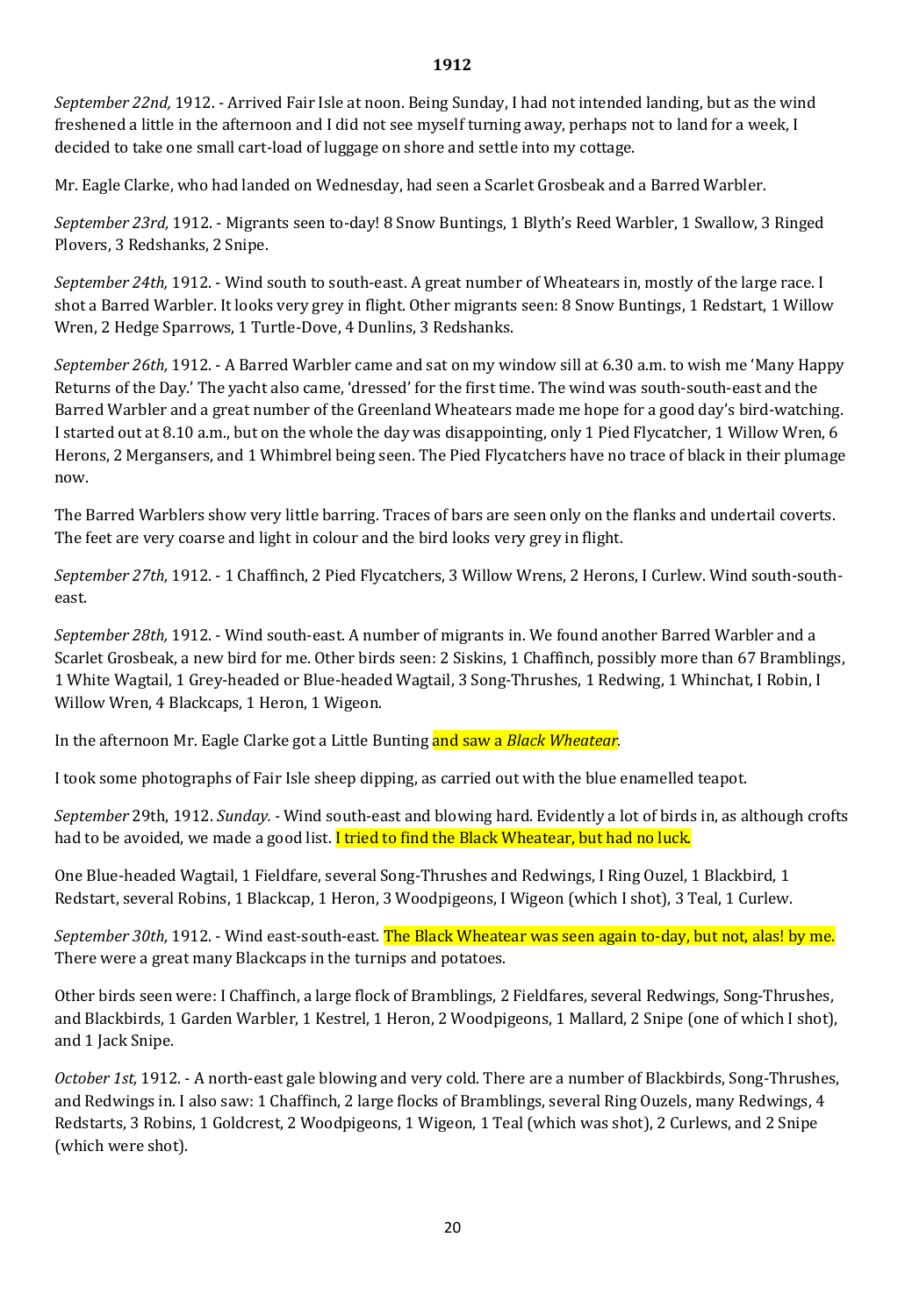# 1912

*September 22nd,* 1912. - Arrived Fair Isle at noon. Being Sunday, I had not intended landing, but as the wind freshened a little in the afternoon and I did not see myself turning away, perhaps not to land for a week, I decided to take one small cart-load of luggage on shore and settle into my cottage.

Mr. Eagle Clarke, who had landed on Wednesday, had seen a Scarlet Grosbeak and a Barred Warbler.

*September 23rd,* 1912. - Migrants seen to-day! 8 Snow Buntings, 1 Blyth's Reed Warbler, 1 Swallow, 3 Ringed Plovers, 3 Redshanks, 2 Snipe.

*September 24th,* 1912. - Wind south to south-east. A great number of Wheatears in, mostly of the large race. I shot a Barred Warbler. It looks very grey in flight. Other migrants seen: 8 Snow Buntings, 1 Redstart, 1 Willow Wren, 2 Hedge Sparrows, 1 Turtle-Dove, 4 Dunlins, 3 Redshanks.

*September 26th,* 1912. - A Barred Warbler came and sat on my window sill at 6.30 a.m. to wish me 'Many Happy Returns of the Day.' The yacht also came, 'dressed' for the first time. The wind was south-south-east and the Barred Warbler and a great number of the Greenland Wheatears made me hope for a good day's bird-watching. I started out at 8.10 a.m., but on the whole the day was disappointing, only 1 Pied Flycatcher, 1 Willow Wren, 6 Herons, 2 Mergansers, and 1 Whimbrel being seen. The Pied Flycatchers have no trace of black in their plumage now.

The Barred Warblers show very little barring. Traces of bars are seen only on the flanks and undertail coverts. The feet are very coarse and light in colour and the bird looks very grey in flight.

*September 27th,* 1912. - 1 Chaffinch, 2 Pied Flycatchers, 3 Willow Wrens, 2 Herons, I Curlew. Wind south-south-east.

*September 28th,* 1912. - Wind south-east. A number of migrants in. We found another Barred Warbler and a Scarlet Grosbeak, a new bird for me. Other birds seen: 2 Siskins, 1 Chaffinch, possibly more than 67 Bramblings, 1 White Wagtail, 1 Grey-headed or Blue-headed Wagtail, 3 Song-Thrushes, 1 Redwing, 1 Whinchat, I Robin, I Willow Wren, 4 Blackcaps, 1 Heron, 1 Wigeon.

In the afternoon Mr. Eagle Clarke got a Little Bunting and saw a *Black Wheatear*.

I took some photographs of Fair Isle sheep dipping, as carried out with the blue enamelled teapot.

*September* 29th, 1912. *Sunday.* - Wind south-east and blowing hard. Evidently a lot of birds in, as although crofts had to be avoided, we made a good list. I tried to find the Black Wheatear, but had no luck.

One Blue-headed Wagtail, 1 Fieldfare, several Song-Thrushes and Redwings, I Ring Ouzel, 1 Blackbird, 1 Redstart, several Robins, 1 Blackcap, 1 Heron, 3 Woodpigeons, I Wigeon (which I shot), 3 Teal, 1 Curlew.

*September 30th,* 1912. - Wind east-south-east. The Black Wheatear was seen again to-day, but not, alas! by me. There were a great many Blackcaps in the turnips and potatoes.

Other birds seen were: I Chaffinch, a large flock of Bramblings, 2 Fieldfares, several Redwings, Song-Thrushes, and Blackbirds, 1 Garden Warbler, 1 Kestrel, 1 Heron, 2 Woodpigeons, 1 Mallard, 2 Snipe (one of which I shot), and 1 Jack Snipe.

*October 1st,* 1912. - A north-east gale blowing and very cold. There are a number of Blackbirds, Song-Thrushes, and Redwings in. I also saw: 1 Chaffinch, 2 large flocks of Bramblings, several Ring Ouzels, many Redwings, 4 Redstarts, 3 Robins, 1 Goldcrest, 2 Woodpigeons, 1 Wigeon, 1 Teal (which was shot), 2 Curlews, and 2 Snipe (which were shot).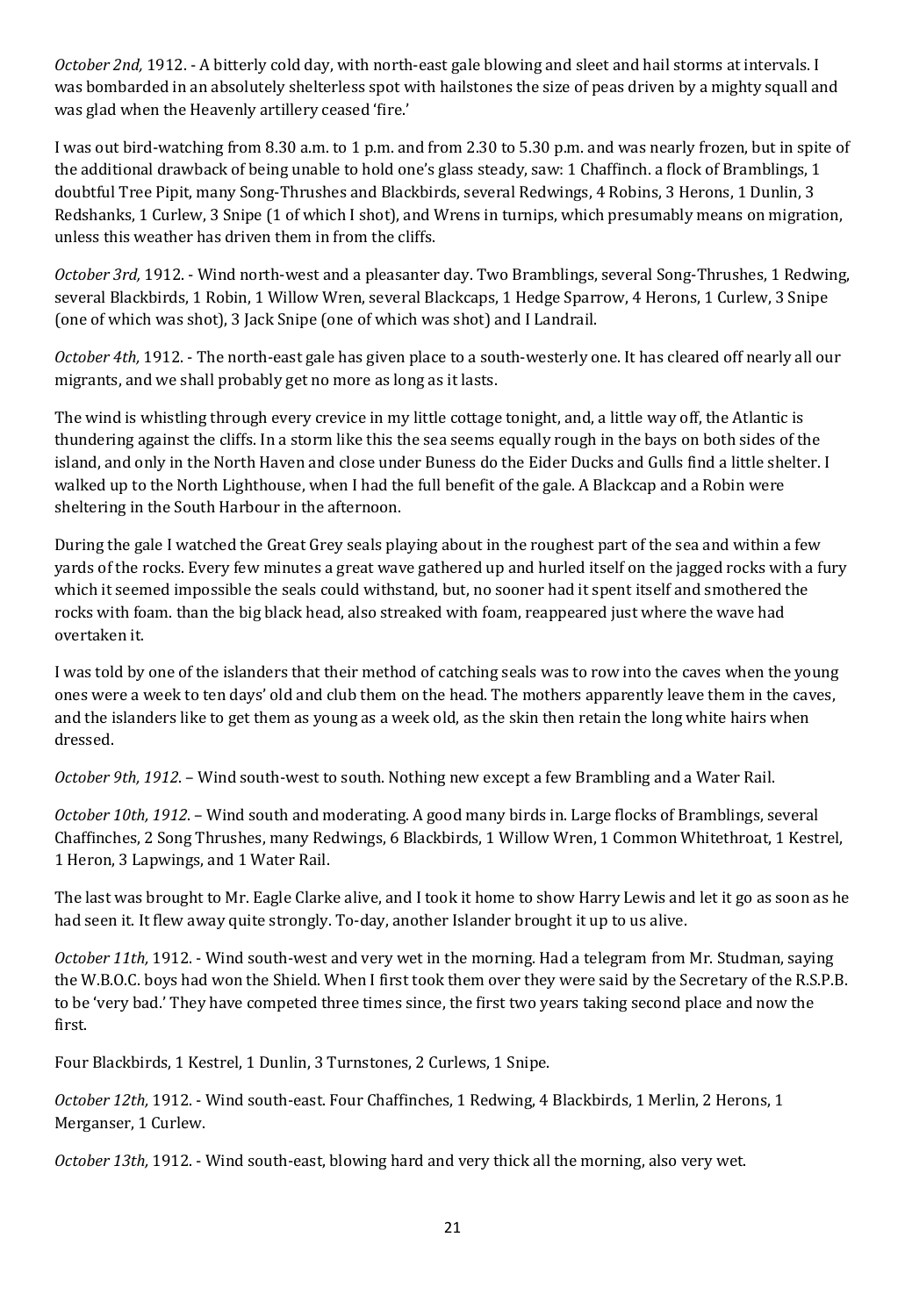*October 2nd,* 1912. - A bitterly cold day, with north-east gale blowing and sleet and hail storms at intervals. I was bombarded in an absolutely shelterless spot with hailstones the size of peas driven by a mighty squall and was glad when the Heavenly artillery ceased 'fire.'

I was out bird-watching from 8.30 a.m. to 1 p.m. and from 2.30 to 5.30 p.m. and was nearly frozen, but in spite of the additional drawback of being unable to hold one's glass steady, saw: 1 Chaffinch. a flock of Bramblings, 1 doubtful Tree Pipit, many Song-Thrushes and Blackbirds, several Redwings, 4 Robins, 3 Herons, 1 Dunlin, 3 Redshanks, 1 Curlew, 3 Snipe (1 of which I shot), and Wrens in turnips, which presumably means on migration, unless this weather has driven them in from the cliffs.

*October 3rd,* 1912. - Wind north-west and a pleasanter day. Two Bramblings, several Song-Thrushes, 1 Redwing, several Blackbirds, 1 Robin, 1 Willow Wren, several Blackcaps, 1 Hedge Sparrow, 4 Herons, 1 Curlew, 3 Snipe (one of which was shot), 3 Jack Snipe (one of which was shot) and I Landrail.

*October 4th,* 1912. - The north-east gale has given place to a south-westerly one. It has cleared off nearly all our migrants, and we shall probably get no more as long as it lasts.

The wind is whistling through every crevice in my little cottage tonight, and, a little way off, the Atlantic is thundering against the cliffs. In a storm like this the sea seems equally rough in the bays on both sides of the island, and only in the North Haven and close under Buness do the Eider Ducks and Gulls find a little shelter. I walked up to the North Lighthouse, when I had the full benefit of the gale. A Blackcap and a Robin were sheltering in the South Harbour in the afternoon.

During the gale I watched the Great Grey seals playing about in the roughest part of the sea and within a few yards of the rocks. Every few minutes a great wave gathered up and hurled itself on the jagged rocks with a fury which it seemed impossible the seals could withstand, but, no sooner had it spent itself and smothered the rocks with foam. than the big black head, also streaked with foam, reappeared just where the wave had overtaken it.

I was told by one of the islanders that their method of catching seals was to row into the caves when the young ones were a week to ten days' old and club them on the head. The mothers apparently leave them in the caves, and the islanders like to get them as young as a week old, as the skin then retain the long white hairs when dressed.

*October 9th, 1912*. – Wind south-west to south. Nothing new except a few Brambling and a Water Rail.

*October 10th, 1912*. – Wind south and moderating. A good many birds in. Large flocks of Bramblings, several Chaffinches, 2 Song Thrushes, many Redwings, 6 Blackbirds, 1 Willow Wren, 1 Common Whitethroat, 1 Kestrel, 1 Heron, 3 Lapwings, and 1 Water Rail.

The last was brought to Mr. Eagle Clarke alive, and I took it home to show Harry Lewis and let it go as soon as he had seen it. It flew away quite strongly. To-day, another Islander brought it up to us alive.

*October 11th,* 1912. - Wind south-west and very wet in the morning. Had a telegram from Mr. Studman, saying the W.B.O.C. boys had won the Shield. When I first took them over they were said by the Secretary of the R.S.P.B. to be 'very bad.' They have competed three times since, the first two years taking second place and now the first.

Four Blackbirds, 1 Kestrel, 1 Dunlin, 3 Turnstones, 2 Curlews, 1 Snipe.

*October 12th,* 1912. - Wind south-east. Four Chaffinches, 1 Redwing, 4 Blackbirds, 1 Merlin, 2 Herons, 1 Merganser, 1 Curlew.

*October 13th,* 1912. - Wind south-east, blowing hard and very thick all the morning, also very wet.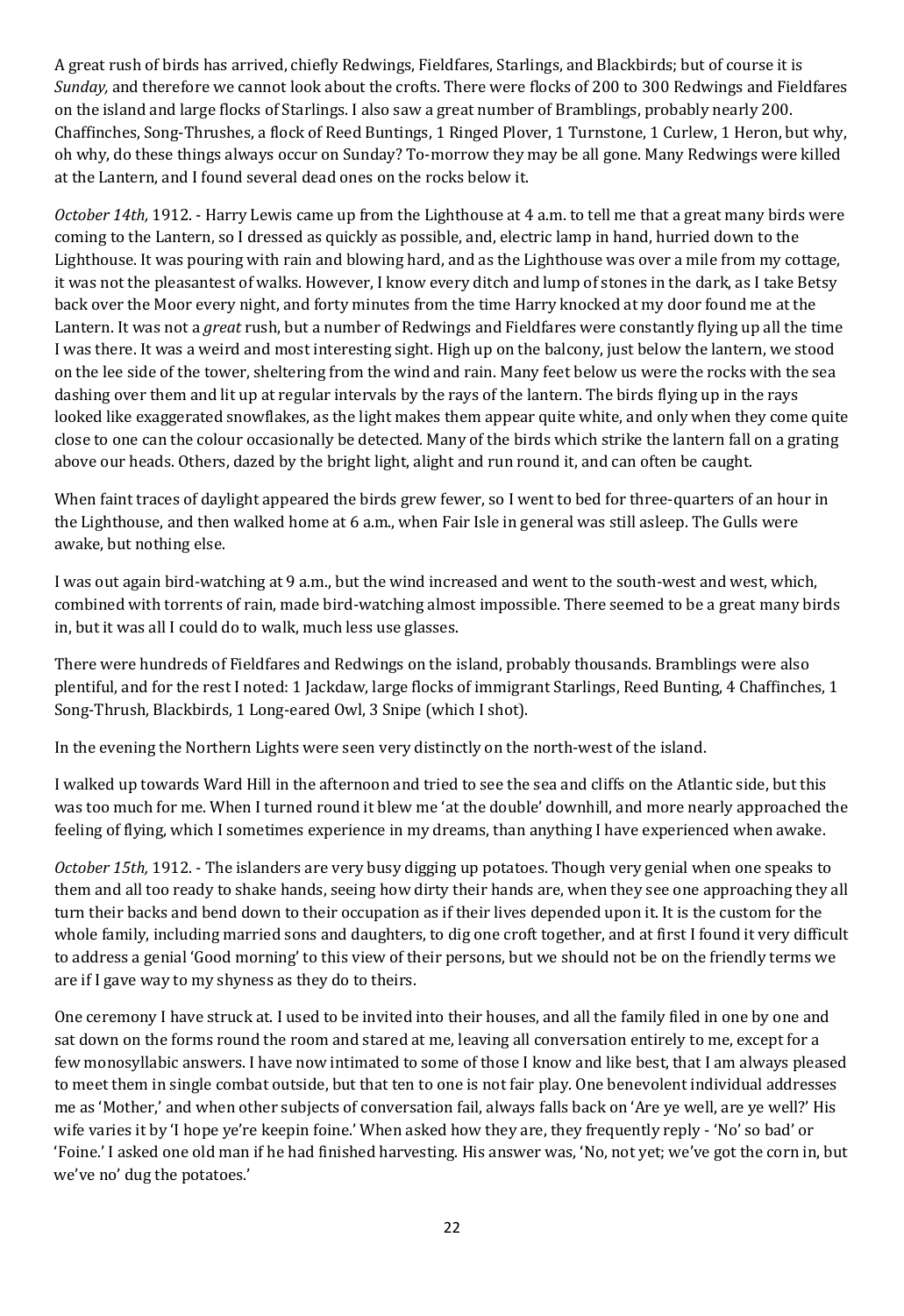A great rush of birds has arrived, chiefly Redwings, Fieldfares, Starlings, and Blackbirds; but of course it is *Sunday,* and therefore we cannot look about the crofts. There were flocks of 200 to 300 Redwings and Fieldfares on the island and large flocks of Starlings. I also saw a great number of Bramblings, probably nearly 200. Chaffinches, Song-Thrushes, a flock of Reed Buntings, 1 Ringed Plover, 1 Turnstone, 1 Curlew, 1 Heron, but why, oh why, do these things always occur on Sunday? To-morrow they may be all gone. Many Redwings were killed at the Lantern, and I found several dead ones on the rocks below it.

*October 14th,* 1912. - Harry Lewis came up from the Lighthouse at 4 a.m. to tell me that a great many birds were coming to the Lantern, so I dressed as quickly as possible, and, electric lamp in hand, hurried down to the Lighthouse. It was pouring with rain and blowing hard, and as the Lighthouse was over a mile from my cottage, it was not the pleasantest of walks. However, I know every ditch and lump of stones in the dark, as I take Betsy back over the Moor every night, and forty minutes from the time Harry knocked at my door found me at the Lantern. It was not a *great* rush, but a number of Redwings and Fieldfares were constantly flying up all the time I was there. It was a weird and most interesting sight. High up on the balcony, just below the lantern, we stood on the lee side of the tower, sheltering from the wind and rain. Many feet below us were the rocks with the sea dashing over them and lit up at regular intervals by the rays of the lantern. The birds flying up in the rays looked like exaggerated snowflakes, as the light makes them appear quite white, and only when they come quite close to one can the colour occasionally be detected. Many of the birds which strike the lantern fall on a grating above our heads. Others, dazed by the bright light, alight and run round it, and can often be caught.

When faint traces of daylight appeared the birds grew fewer, so I went to bed for three-quarters of an hour in the Lighthouse, and then walked home at 6 a.m., when Fair Isle in general was still asleep. The Gulls were awake, but nothing else.

I was out again bird-watching at 9 a.m., but the wind increased and went to the south-west and west, which, combined with torrents of rain, made bird-watching almost impossible. There seemed to be a great many birds in, but it was all I could do to walk, much less use glasses.

There were hundreds of Fieldfares and Redwings on the island, probably thousands. Bramblings were also plentiful, and for the rest I noted: 1 Jackdaw, large flocks of immigrant Starlings, Reed Bunting, 4 Chaffinches, 1 Song-Thrush, Blackbirds, 1 Long-eared Owl, 3 Snipe (which I shot).

In the evening the Northern Lights were seen very distinctly on the north-west of the island.

I walked up towards Ward Hill in the afternoon and tried to see the sea and cliffs on the Atlantic side, but this was too much for me. When I turned round it blew me 'at the double' downhill, and more nearly approached the feeling of flying, which I sometimes experience in my dreams, than anything I have experienced when awake.

*October 15th,* 1912. - The islanders are very busy digging up potatoes. Though very genial when one speaks to them and all too ready to shake hands, seeing how dirty their hands are, when they see one approaching they all turn their backs and bend down to their occupation as if their lives depended upon it. It is the custom for the whole family, including married sons and daughters, to dig one croft together, and at first I found it very difficult to address a genial 'Good morning' to this view of their persons, but we should not be on the friendly terms we are if I gave way to my shyness as they do to theirs.

One ceremony I have struck at. I used to be invited into their houses, and all the family filed in one by one and sat down on the forms round the room and stared at me, leaving all conversation entirely to me, except for a few monosyllabic answers. I have now intimated to some of those I know and like best, that I am always pleased to meet them in single combat outside, but that ten to one is not fair play. One benevolent individual addresses me as 'Mother,' and when other subjects of conversation fail, always falls back on 'Are ye well, are ye well?' His wife varies it by 'I hope ye're keepin foine.' When asked how they are, they frequently reply - 'No' so bad' or 'Foine.' I asked one old man if he had finished harvesting. His answer was, 'No, not yet; we've got the corn in, but we've no' dug the potatoes.'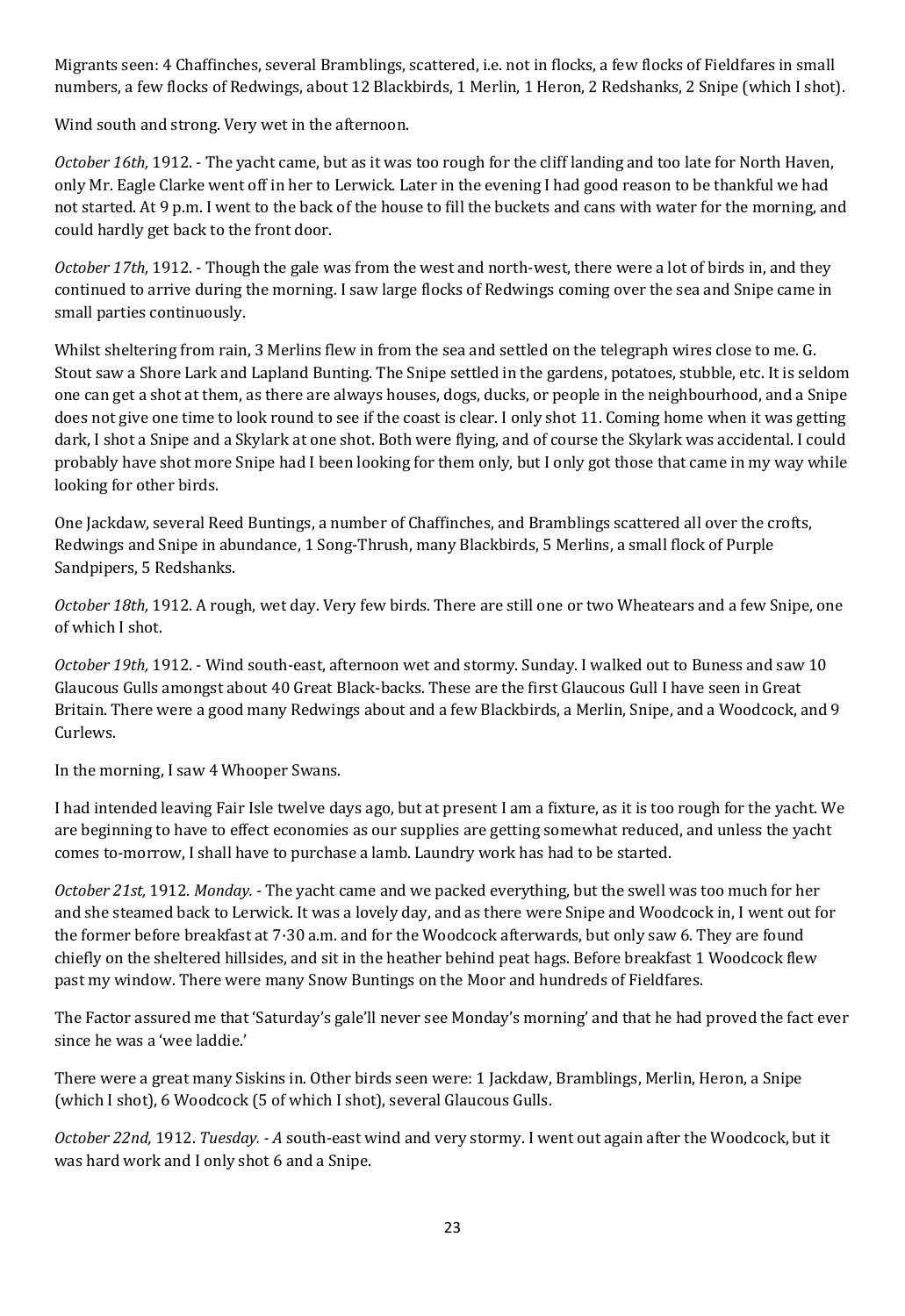Migrants seen: 4 Chaffinches, several Bramblings, scattered, i.e. not in flocks, a few flocks of Fieldfares in small numbers, a few flocks of Redwings, about 12 Blackbirds, 1 Merlin, 1 Heron, 2 Redshanks, 2 Snipe (which I shot).

Wind south and strong. Very wet in the afternoon.

*October 16th,* 1912. - The yacht came, but as it was too rough for the cliff landing and too late for North Haven, only Mr. Eagle Clarke went off in her to Lerwick. Later in the evening I had good reason to be thankful we had not started. At 9 p.m. I went to the back of the house to fill the buckets and cans with water for the morning, and could hardly get back to the front door.

*October 17th,* 1912. - Though the gale was from the west and north-west, there were a lot of birds in, and they continued to arrive during the morning. I saw large flocks of Redwings coming over the sea and Snipe came in small parties continuously.

Whilst sheltering from rain, 3 Merlins flew in from the sea and settled on the telegraph wires close to me. G. Stout saw a Shore Lark and Lapland Bunting. The Snipe settled in the gardens, potatoes, stubble, etc. It is seldom one can get a shot at them, as there are always houses, dogs, ducks, or people in the neighbourhood, and a Snipe does not give one time to look round to see if the coast is clear. I only shot 11. Coming home when it was getting dark, I shot a Snipe and a Skylark at one shot. Both were flying, and of course the Skylark was accidental. I could probably have shot more Snipe had I been looking for them only, but I only got those that came in my way while looking for other birds.

One Jackdaw, several Reed Buntings, a number of Chaffinches, and Bramblings scattered all over the crofts, Redwings and Snipe in abundance, 1 Song-Thrush, many Blackbirds, 5 Merlins, a small flock of Purple Sandpipers, 5 Redshanks.

*October 18th,* 1912. A rough, wet day. Very few birds. There are still one or two Wheatears and a few Snipe, one of which I shot.

*October 19th,* 1912. - Wind south-east, afternoon wet and stormy. Sunday. I walked out to Buness and saw 10 Glaucous Gulls amongst about 40 Great Black-backs. These are the first Glaucous Gull I have seen in Great Britain. There were a good many Redwings about and a few Blackbirds, a Merlin, Snipe, and a Woodcock, and 9 Curlews.

In the morning, I saw 4 Whooper Swans.

I had intended leaving Fair Isle twelve days ago, but at present I am a fixture, as it is too rough for the yacht. We are beginning to have to effect economies as our supplies are getting somewhat reduced, and unless the yacht comes to-morrow, I shall have to purchase a lamb. Laundry work has had to be started.

*October 21st,* 1912. *Monday.* - The yacht came and we packed everything, but the swell was too much for her and she steamed back to Lerwick. It was a lovely day, and as there were Snipe and Woodcock in, I went out for the former before breakfast at 7·30 a.m. and for the Woodcock afterwards, but only saw 6. They are found chiefly on the sheltered hillsides, and sit in the heather behind peat hags. Before breakfast 1 Woodcock flew past my window. There were many Snow Buntings on the Moor and hundreds of Fieldfares.

The Factor assured me that 'Saturday's gale'll never see Monday's morning' and that he had proved the fact ever since he was a 'wee laddie.'

There were a great many Siskins in. Other birds seen were: 1 Jackdaw, Bramblings, Merlin, Heron, a Snipe (which I shot), 6 Woodcock (5 of which I shot), several Glaucous Gulls.

*October 22nd,* 1912. *Tuesday. - A* south-east wind and very stormy. I went out again after the Woodcock, but it was hard work and I only shot 6 and a Snipe.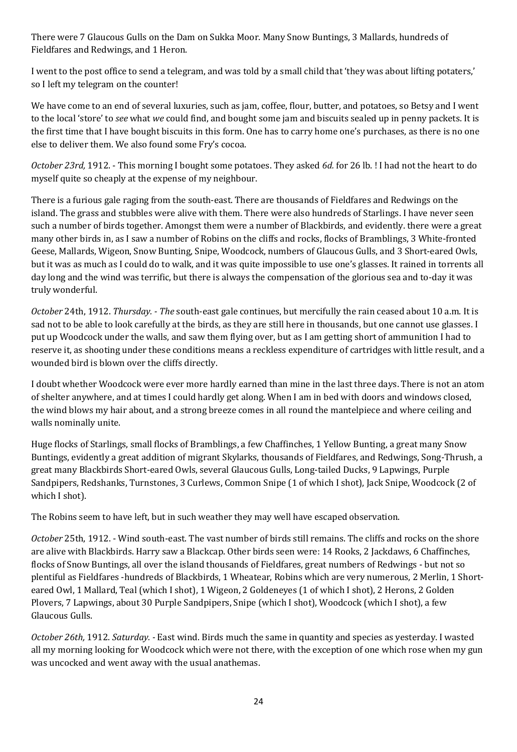There were 7 Glaucous Gulls on the Dam on Sukka Moor. Many Snow Buntings, 3 Mallards, hundreds of Fieldfares and Redwings, and 1 Heron.

I went to the post office to send a telegram, and was told by a small child that 'they was about lifting potaters,' so I left my telegram on the counter!

We have come to an end of several luxuries, such as jam, coffee, flour, butter, and potatoes, so Betsy and I went to the local 'store' to *see* what *we* could find, and bought some jam and biscuits sealed up in penny packets. It is the first time that I have bought biscuits in this form. One has to carry home one's purchases, as there is no one else to deliver them. We also found some Fry's cocoa.

*October 23rd,* 1912. - This morning I bought some potatoes. They asked *6d.* for 26 lb. ! I had not the heart to do myself quite so cheaply at the expense of my neighbour.

There is a furious gale raging from the south-east. There are thousands of Fieldfares and Redwings on the island. The grass and stubbles were alive with them. There were also hundreds of Starlings. I have never seen such a number of birds together. Amongst them were a number of Blackbirds, and evidently. there were a great many other birds in, as I saw a number of Robins on the cliffs and rocks, flocks of Bramblings, 3 White-fronted Geese, Mallards, Wigeon, Snow Bunting, Snipe, Woodcock, numbers of Glaucous Gulls, and 3 Short-eared Owls, but it was as much as I could do to walk, and it was quite impossible to use one's glasses. It rained in torrents all day long and the wind was terrific, but there is always the compensation of the glorious sea and to-day it was truly wonderful.

*October* 24th, 1912. *Thursday.* - *The* south-east gale continues, but mercifully the rain ceased about 10 a.m. It is sad not to be able to look carefully at the birds, as they are still here in thousands, but one cannot use glasses. I put up Woodcock under the walls, and saw them flying over, but as I am getting short of ammunition I had to reserve it, as shooting under these conditions means a reckless expenditure of cartridges with little result, and a wounded bird is blown over the cliffs directly.

I doubt whether Woodcock were ever more hardly earned than mine in the last three days. There is not an atom of shelter anywhere, and at times I could hardly get along. When I am in bed with doors and windows closed, the wind blows my hair about, and a strong breeze comes in all round the mantelpiece and where ceiling and walls nominally unite.

Huge flocks of Starlings, small flocks of Bramblings, a few Chaffinches, 1 Yellow Bunting, a great many Snow Buntings, evidently a great addition of migrant Skylarks, thousands of Fieldfares, and Redwings, Song-Thrush, a great many Blackbirds Short-eared Owls, several Glaucous Gulls, Long-tailed Ducks, 9 Lapwings, Purple Sandpipers, Redshanks, Turnstones, 3 Curlews, Common Snipe (1 of which I shot), Jack Snipe, Woodcock (2 of which I shot).

The Robins seem to have left, but in such weather they may well have escaped observation.

*October* 25th, 1912. - Wind south-east. The vast number of birds still remains. The cliffs and rocks on the shore are alive with Blackbirds. Harry saw a Blackcap. Other birds seen were: 14 Rooks, 2 Jackdaws, 6 Chaffinches, flocks of Snow Buntings, all over the island thousands of Fieldfares, great numbers of Redwings - but not so plentiful as Fieldfares -hundreds of Blackbirds, 1 Wheatear, Robins which are very numerous, 2 Merlin, 1 Short-eared Owl, 1 Mallard, Teal (which I shot), 1 Wigeon, 2 Goldeneyes (1 of which I shot), 2 Herons, 2 Golden Plovers, 7 Lapwings, about 30 Purple Sandpipers, Snipe (which I shot), Woodcock (which I shot), a few Glaucous Gulls.

*October 26th,* 1912. *Saturday.* - East wind. Birds much the same in quantity and species as yesterday. I wasted all my morning looking for Woodcock which were not there, with the exception of one which rose when my gun was uncocked and went away with the usual anathemas.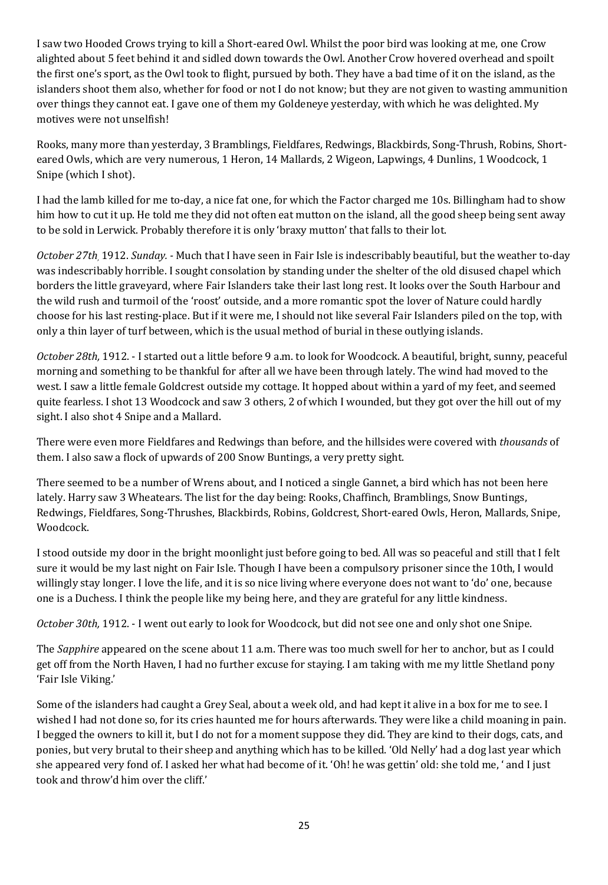I saw two Hooded Crows trying to kill a Short-eared Owl. Whilst the poor bird was looking at me, one Crow alighted about 5 feet behind it and sidled down towards the Owl. Another Crow hovered overhead and spoilt the first one's sport, as the Owl took to flight, pursued by both. They have a bad time of it on the island, as the islanders shoot them also, whether for food or not I do not know; but they are not given to wasting ammunition over things they cannot eat. I gave one of them my Goldeneye yesterday, with which he was delighted. My motives were not unselfish!

Rooks, many more than yesterday, 3 Bramblings, Fieldfares, Redwings, Blackbirds, Song-Thrush, Robins, Short-eared Owls, which are very numerous, 1 Heron, 14 Mallards, 2 Wigeon, Lapwings, 4 Dunlins, 1 Woodcock, 1 Snipe (which I shot).

I had the lamb killed for me to-day, a nice fat one, for which the Factor charged me 10s. Billingham had to show him how to cut it up. He told me they did not often eat mutton on the island, all the good sheep being sent away to be sold in Lerwick. Probably therefore it is only 'braxy mutton' that falls to their lot.

*October 27th*, 1912. *Sunday.* - Much that I have seen in Fair Isle is indescribably beautiful, but the weather to-day was indescribably horrible. I sought consolation by standing under the shelter of the old disused chapel which borders the little graveyard, where Fair Islanders take their last long rest. It looks over the South Harbour and the wild rush and turmoil of the 'roost' outside, and a more romantic spot the lover of Nature could hardly choose for his last resting-place. But if it were me, I should not like several Fair Islanders piled on the top, with only a thin layer of turf between, which is the usual method of burial in these outlying islands.

*October 28th,* 1912. - I started out a little before 9 a.m. to look for Woodcock. A beautiful, bright, sunny, peaceful morning and something to be thankful for after all we have been through lately. The wind had moved to the west. I saw a little female Goldcrest outside my cottage. It hopped about within a yard of my feet, and seemed quite fearless. I shot 13 Woodcock and saw 3 others, 2 of which I wounded, but they got over the hill out of my sight. I also shot 4 Snipe and a Mallard.

There were even more Fieldfares and Redwings than before, and the hillsides were covered with *thousands* of them. I also saw a flock of upwards of 200 Snow Buntings, a very pretty sight.

There seemed to be a number of Wrens about, and I noticed a single Gannet, a bird which has not been here lately. Harry saw 3 Wheatears. The list for the day being: Rooks, Chaffinch, Bramblings, Snow Buntings, Redwings, Fieldfares, Song-Thrushes, Blackbirds, Robins, Goldcrest, Short-eared Owls, Heron, Mallards, Snipe, Woodcock.

I stood outside my door in the bright moonlight just before going to bed. All was so peaceful and still that I felt sure it would be my last night on Fair Isle. Though I have been a compulsory prisoner since the 10th, I would willingly stay longer. I love the life, and it is so nice living where everyone does not want to 'do' one, because one is a Duchess. I think the people like my being here, and they are grateful for any little kindness.

*October 30th,* 1912. - I went out early to look for Woodcock, but did not see one and only shot one Snipe.

The *Sapphire* appeared on the scene about 11 a.m. There was too much swell for her to anchor, but as I could get off from the North Haven, I had no further excuse for staying. I am taking with me my little Shetland pony 'Fair Isle Viking.'

Some of the islanders had caught a Grey Seal, about a week old, and had kept it alive in a box for me to see. I wished I had not done so, for its cries haunted me for hours afterwards. They were like a child moaning in pain. I begged the owners to kill it, but I do not for a moment suppose they did. They are kind to their dogs, cats, and ponies, but very brutal to their sheep and anything which has to be killed. 'Old Nelly' had a dog last year which she appeared very fond of. I asked her what had become of it. 'Oh! he was gettin' old: she told me, ' and I just took and throw'd him over the cliff.'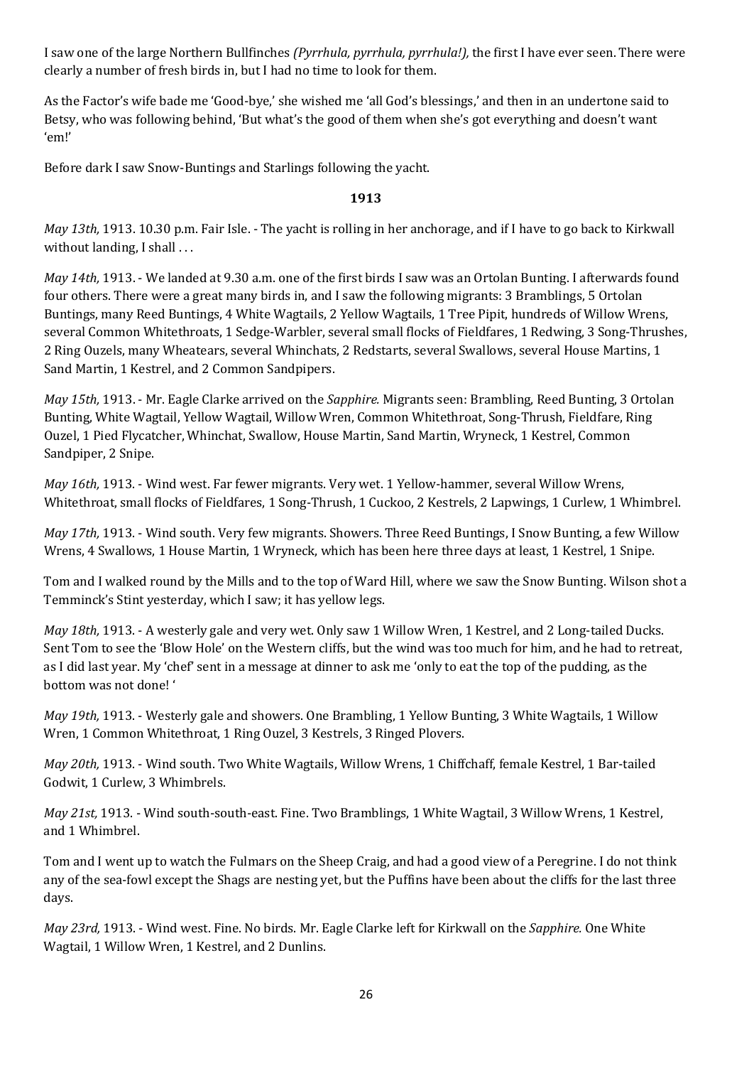I saw one of the large Northern Bullfinches *(Pyrrhula, pyrrhula, pyrrhula!),* the first I have ever seen. There were clearly a number of fresh birds in, but I had no time to look for them.

As the Factor's wife bade me 'Good-bye,' she wished me 'all God's blessings,' and then in an undertone said to Betsy, who was following behind, 'But what's the good of them when she's got everything and doesn't want 'em!'

Before dark I saw Snow-Buntings and Starlings following the yacht.

**1913**

*May 13th,* 1913. 10.30 p.m. Fair Isle. - The yacht is rolling in her anchorage, and if I have to go back to Kirkwall without landing, I shall . . .

*May 14th,* 1913. - We landed at 9.30 a.m. one of the first birds I saw was an Ortolan Bunting. I afterwards found four others. There were a great many birds in, and I saw the following migrants: 3 Bramblings, 5 Ortolan Buntings, many Reed Buntings, 4 White Wagtails, 2 Yellow Wagtails, 1 Tree Pipit, hundreds of Willow Wrens, several Common Whitethroats, 1 Sedge-Warbler, several small flocks of Fieldfares, 1 Redwing, 3 Song-Thrushes, 2 Ring Ouzels, many Wheatears, several Whinchats, 2 Redstarts, several Swallows, several House Martins, 1 Sand Martin, 1 Kestrel, and 2 Common Sandpipers.

*May 15th,* 1913. - Mr. Eagle Clarke arrived on the *Sapphire.* Migrants seen: Brambling, Reed Bunting, 3 Ortolan Bunting, White Wagtail, Yellow Wagtail, Willow Wren, Common Whitethroat, Song-Thrush, Fieldfare, Ring Ouzel, 1 Pied Flycatcher, Whinchat, Swallow, House Martin, Sand Martin, Wryneck, 1 Kestrel, Common Sandpiper, 2 Snipe.

*May 16th,* 1913. - Wind west. Far fewer migrants. Very wet. 1 Yellow-hammer, several Willow Wrens, Whitethroat, small flocks of Fieldfares, 1 Song-Thrush, 1 Cuckoo, 2 Kestrels, 2 Lapwings, 1 Curlew, 1 Whimbrel.

*May 17th,* 1913. - Wind south. Very few migrants. Showers. Three Reed Buntings, I Snow Bunting, a few Willow Wrens, 4 Swallows, 1 House Martin, 1 Wryneck, which has been here three days at least, 1 Kestrel, 1 Snipe.

Tom and I walked round by the Mills and to the top of Ward Hill, where we saw the Snow Bunting. Wilson shot a Temminck's Stint yesterday, which I saw; it has yellow legs.

*May 18th,* 1913. - A westerly gale and very wet. Only saw 1 Willow Wren, 1 Kestrel, and 2 Long-tailed Ducks. Sent Tom to see the 'Blow Hole' on the Western cliffs, but the wind was too much for him, and he had to retreat, as I did last year. My 'chef' sent in a message at dinner to ask me 'only to eat the top of the pudding, as the bottom was not done! '

*May 19th,* 1913. - Westerly gale and showers. One Brambling, 1 Yellow Bunting, 3 White Wagtails, 1 Willow Wren, 1 Common Whitethroat, 1 Ring Ouzel, 3 Kestrels, 3 Ringed Plovers.

*May 20th,* 1913. - Wind south. Two White Wagtails, Willow Wrens, 1 Chiffchaff, female Kestrel, 1 Bar-tailed Godwit, 1 Curlew, 3 Whimbrels.

*May 21st,* 1913. - Wind south-south-east. Fine. Two Bramblings, 1 White Wagtail, 3 Willow Wrens, 1 Kestrel, and 1 Whimbrel.

Tom and I went up to watch the Fulmars on the Sheep Craig, and had a good view of a Peregrine. I do not think any of the sea-fowl except the Shags are nesting yet, but the Puffins have been about the cliffs for the last three days.

*May 23rd,* 1913. - Wind west. Fine. No birds. Mr. Eagle Clarke left for Kirkwall on the *Sapphire.* One White Wagtail, 1 Willow Wren, 1 Kestrel, and 2 Dunlins.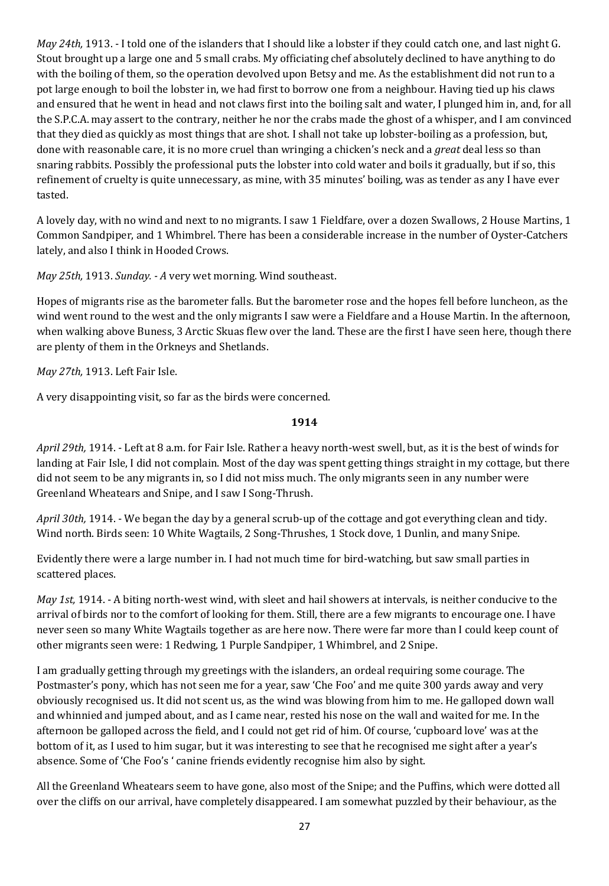*May 24th,* 1913. - I told one of the islanders that I should like a lobster if they could catch one, and last night G. Stout brought up a large one and 5 small crabs. My officiating chef absolutely declined to have anything to do with the boiling of them, so the operation devolved upon Betsy and me. As the establishment did not run to a pot large enough to boil the lobster in, we had first to borrow one from a neighbour. Having tied up his claws and ensured that he went in head and not claws first into the boiling salt and water, I plunged him in, and, for all the S.P.C.A. may assert to the contrary, neither he nor the crabs made the ghost of a whisper, and I am convinced that they died as quickly as most things that are shot. I shall not take up lobster-boiling as a profession, but, done with reasonable care, it is no more cruel than wringing a chicken's neck and a *great* deal less so than snaring rabbits. Possibly the professional puts the lobster into cold water and boils it gradually, but if so, this refinement of cruelty is quite unnecessary, as mine, with 35 minutes' boiling, was as tender as any I have ever tasted.

A lovely day, with no wind and next to no migrants. I saw 1 Fieldfare, over a dozen Swallows, 2 House Martins, 1 Common Sandpiper, and 1 Whimbrel. There has been a considerable increase in the number of Oyster-Catchers lately, and also I think in Hooded Crows.

*May 25th,* 1913. *Sunday. - A* very wet morning. Wind southeast.

Hopes of migrants rise as the barometer falls. But the barometer rose and the hopes fell before luncheon, as the wind went round to the west and the only migrants I saw were a Fieldfare and a House Martin. In the afternoon, when walking above Buness, 3 Arctic Skuas flew over the land. These are the first I have seen here, though there are plenty of them in the Orkneys and Shetlands.

*May 27th,* 1913. Left Fair Isle.

A very disappointing visit, so far as the birds were concerned.

**1914**

*April 29th,* 1914. - Left at 8 a.m. for Fair Isle. Rather a heavy north-west swell, but, as it is the best of winds for landing at Fair Isle, I did not complain. Most of the day was spent getting things straight in my cottage, but there did not seem to be any migrants in, so I did not miss much. The only migrants seen in any number were Greenland Wheatears and Snipe, and I saw I Song-Thrush.

*April 30th,* 1914. - We began the day by a general scrub-up of the cottage and got everything clean and tidy. Wind north. Birds seen: 10 White Wagtails, 2 Song-Thrushes, 1 Stock dove, 1 Dunlin, and many Snipe.

Evidently there were a large number in. I had not much time for bird-watching, but saw small parties in scattered places.

*May 1st,* 1914. - A biting north-west wind, with sleet and hail showers at intervals, is neither conducive to the arrival of birds nor to the comfort of looking for them. Still, there are a few migrants to encourage one. I have never seen so many White Wagtails together as are here now. There were far more than I could keep count of other migrants seen were: 1 Redwing, 1 Purple Sandpiper, 1 Whimbrel, and 2 Snipe.

I am gradually getting through my greetings with the islanders, an ordeal requiring some courage. The Postmaster's pony, which has not seen me for a year, saw 'Che Foo' and me quite 300 yards away and very obviously recognised us. It did not scent us, as the wind was blowing from him to me. He galloped down wall and whinnied and jumped about, and as I came near, rested his nose on the wall and waited for me. In the afternoon be galloped across the field, and I could not get rid of him. Of course, 'cupboard love' was at the bottom of it, as I used to him sugar, but it was interesting to see that he recognised me sight after a year's absence. Some of 'Che Foo's ' canine friends evidently recognise him also by sight.

All the Greenland Wheatears seem to have gone, also most of the Snipe; and the Puffins, which were dotted all over the cliffs on our arrival, have completely disappeared. I am somewhat puzzled by their behaviour, as the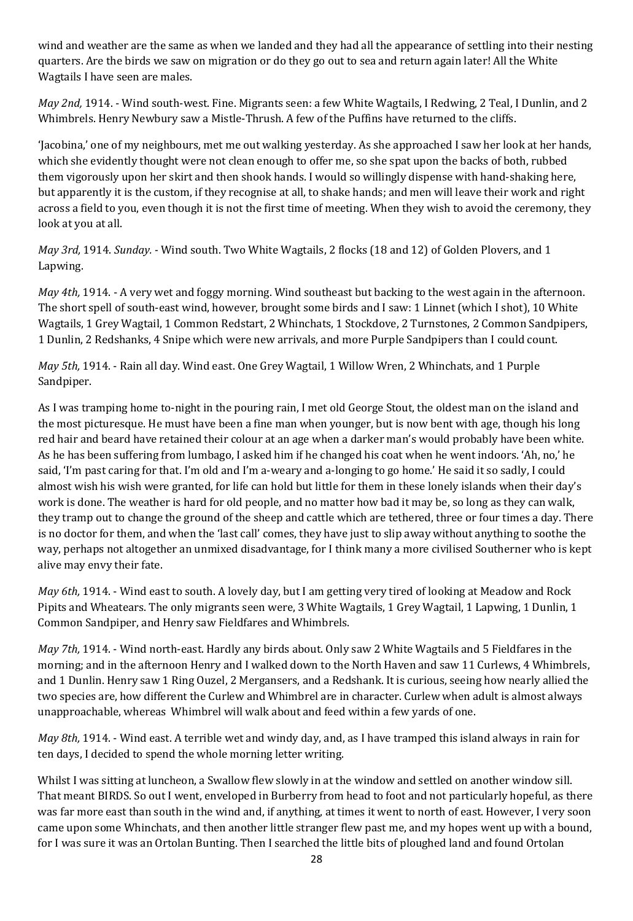wind and weather are the same as when we landed and they had all the appearance of settling into their nesting quarters. Are the birds we saw on migration or do they go out to sea and return again later! All the White Wagtails I have seen are males.

*May 2nd,* 1914. - Wind south-west. Fine. Migrants seen: a few White Wagtails, I Redwing, 2 Teal, I Dunlin, and 2 Whimbrels. Henry Newbury saw a Mistle-Thrush. A few of the Puffins have returned to the cliffs.

'Jacobina,' one of my neighbours, met me out walking yesterday. As she approached I saw her look at her hands, which she evidently thought were not clean enough to offer me, so she spat upon the backs of both, rubbed them vigorously upon her skirt and then shook hands. I would so willingly dispense with hand-shaking here, but apparently it is the custom, if they recognise at all, to shake hands; and men will leave their work and right across a field to you, even though it is not the first time of meeting. When they wish to avoid the ceremony, they look at you at all.

*May 3rd,* 1914. *Sunday.* - Wind south. Two White Wagtails, 2 flocks (18 and 12) of Golden Plovers, and 1 Lapwing.

*May 4th,* 1914. - A very wet and foggy morning. Wind southeast but backing to the west again in the afternoon. The short spell of south-east wind, however, brought some birds and I saw: 1 Linnet (which I shot), 10 White Wagtails, 1 Grey Wagtail, 1 Common Redstart, 2 Whinchats, 1 Stockdove, 2 Turnstones, 2 Common Sandpipers, 1 Dunlin, 2 Redshanks, 4 Snipe which were new arrivals, and more Purple Sandpipers than I could count.

*May 5th,* 1914. - Rain all day. Wind east. One Grey Wagtail, 1 Willow Wren, 2 Whinchats, and 1 Purple Sandpiper.

As I was tramping home to-night in the pouring rain, I met old George Stout, the oldest man on the island and the most picturesque. He must have been a fine man when younger, but is now bent with age, though his long red hair and beard have retained their colour at an age when a darker man's would probably have been white. As he has been suffering from lumbago, I asked him if he changed his coat when he went indoors. 'Ah, no,' he said, 'I'm past caring for that. I'm old and I'm a-weary and a-longing to go home.' He said it so sadly, I could almost wish his wish were granted, for life can hold but little for them in these lonely islands when their day's work is done. The weather is hard for old people, and no matter how bad it may be, so long as they can walk, they tramp out to change the ground of the sheep and cattle which are tethered, three or four times a day. There is no doctor for them, and when the 'last call' comes, they have just to slip away without anything to soothe the way, perhaps not altogether an unmixed disadvantage, for I think many a more civilised Southerner who is kept alive may envy their fate.

*May 6th,* 1914. - Wind east to south. A lovely day, but I am getting very tired of looking at Meadow and Rock Pipits and Wheatears. The only migrants seen were, 3 White Wagtails, 1 Grey Wagtail, 1 Lapwing, 1 Dunlin, 1 Common Sandpiper, and Henry saw Fieldfares and Whimbrels.

*May 7th,* 1914. - Wind north-east. Hardly any birds about. Only saw 2 White Wagtails and 5 Fieldfares in the morning; and in the afternoon Henry and I walked down to the North Haven and saw 11 Curlews, 4 Whimbrels, and 1 Dunlin. Henry saw 1 Ring Ouzel, 2 Mergansers, and a Redshank. It is curious, seeing how nearly allied the two species are, how different the Curlew and Whimbrel are in character. Curlew when adult is almost always unapproachable, whereas Whimbrel will walk about and feed within a few yards of one.

*May 8th,* 1914. - Wind east. A terrible wet and windy day, and, as I have tramped this island always in rain for ten days, I decided to spend the whole morning letter writing.

Whilst I was sitting at luncheon, a Swallow flew slowly in at the window and settled on another window sill. That meant BIRDS. So out I went, enveloped in Burberry from head to foot and not particularly hopeful, as there was far more east than south in the wind and, if anything, at times it went to north of east. However, I very soon came upon some Whinchats, and then another little stranger flew past me, and my hopes went up with a bound, for I was sure it was an Ortolan Bunting. Then I searched the little bits of ploughed land and found Ortolan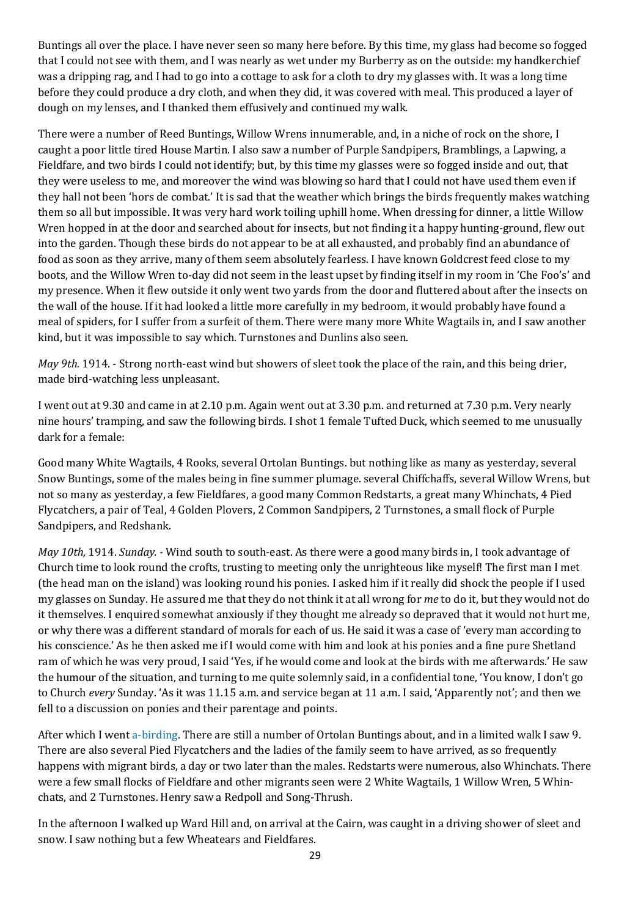Buntings all over the place. I have never seen so many here before. By this time, my glass had become so fogged that I could not see with them, and I was nearly as wet under my Burberry as on the outside: my handkerchief was a dripping rag, and I had to go into a cottage to ask for a cloth to dry my glasses with. It was a long time before they could produce a dry cloth, and when they did, it was covered with meal. This produced a layer of dough on my lenses, and I thanked them effusively and continued my walk.

There were a number of Reed Buntings, Willow Wrens innumerable, and, in a niche of rock on the shore, I caught a poor little tired House Martin. I also saw a number of Purple Sandpipers, Bramblings, a Lapwing, a Fieldfare, and two birds I could not identify; but, by this time my glasses were so fogged inside and out, that they were useless to me, and moreover the wind was blowing so hard that I could not have used them even if they hall not been 'hors de combat.' It is sad that the weather which brings the birds frequently makes watching them so all but impossible. It was very hard work toiling uphill home. When dressing for dinner, a little Willow Wren hopped in at the door and searched about for insects, but not finding it a happy hunting-ground, flew out into the garden. Though these birds do not appear to be at all exhausted, and probably find an abundance of food as soon as they arrive, many of them seem absolutely fearless. I have known Goldcrest feed close to my boots, and the Willow Wren to-day did not seem in the least upset by finding itself in my room in 'Che Foo's' and my presence. When it flew outside it only went two yards from the door and fluttered about after the insects on the wall of the house. If it had looked a little more carefully in my bedroom, it would probably have found a meal of spiders, for I suffer from a surfeit of them. There were many more White Wagtails in, and I saw another kind, but it was impossible to say which. Turnstones and Dunlins also seen.

*May 9th.* 1914. - Strong north-east wind but showers of sleet took the place of the rain, and this being drier, made bird-watching less unpleasant.

I went out at 9.30 and came in at 2.10 p.m. Again went out at 3.30 p.m. and returned at 7.30 p.m. Very nearly nine hours' tramping, and saw the following birds. I shot 1 female Tufted Duck, which seemed to me unusually dark for a female:

Good many White Wagtails, 4 Rooks, several Ortolan Buntings. but nothing like as many as yesterday, several Snow Buntings, some of the males being in fine summer plumage. several Chiffchaffs, several Willow Wrens, but not so many as yesterday, a few Fieldfares, a good many Common Redstarts, a great many Whinchats, 4 Pied Flycatchers, a pair of Teal, 4 Golden Plovers, 2 Common Sandpipers, 2 Turnstones, a small flock of Purple Sandpipers, and Redshank.

*May 10th,* 1914. *Sunday.* - Wind south to south-east. As there were a good many birds in, I took advantage of Church time to look round the crofts, trusting to meeting only the unrighteous like myself! The first man I met (the head man on the island) was looking round his ponies. I asked him if it really did shock the people if I used my glasses on Sunday. He assured me that they do not think it at all wrong for *me* to do it, but they would not do it themselves. I enquired somewhat anxiously if they thought me already so depraved that it would not hurt me, or why there was a different standard of morals for each of us. He said it was a case of 'every man according to his conscience.' As he then asked me if I would come with him and look at his ponies and a fine pure Shetland ram of which he was very proud, I said 'Yes, if he would come and look at the birds with me afterwards.' He saw the humour of the situation, and turning to me quite solemnly said, in a confidential tone, 'You know, I don't go to Church *every* Sunday. 'As it was 11.15 a.m. and service began at 11 a.m. I said, 'Apparently not'; and then we fell to a discussion on ponies and their parentage and points.

After which I went a-birding. There are still a number of Ortolan Buntings about, and in a limited walk I saw 9. There are also several Pied Flycatchers and the ladies of the family seem to have arrived, as so frequently happens with migrant birds, a day or two later than the males. Redstarts were numerous, also Whinchats. There were a few small flocks of Fieldfare and other migrants seen were 2 White Wagtails, 1 Willow Wren, 5 Whinchats, and 2 Turnstones. Henry saw a Redpoll and Song-Thrush.

In the afternoon I walked up Ward Hill and, on arrival at the Cairn, was caught in a driving shower of sleet and snow. I saw nothing but a few Wheatears and Fieldfares.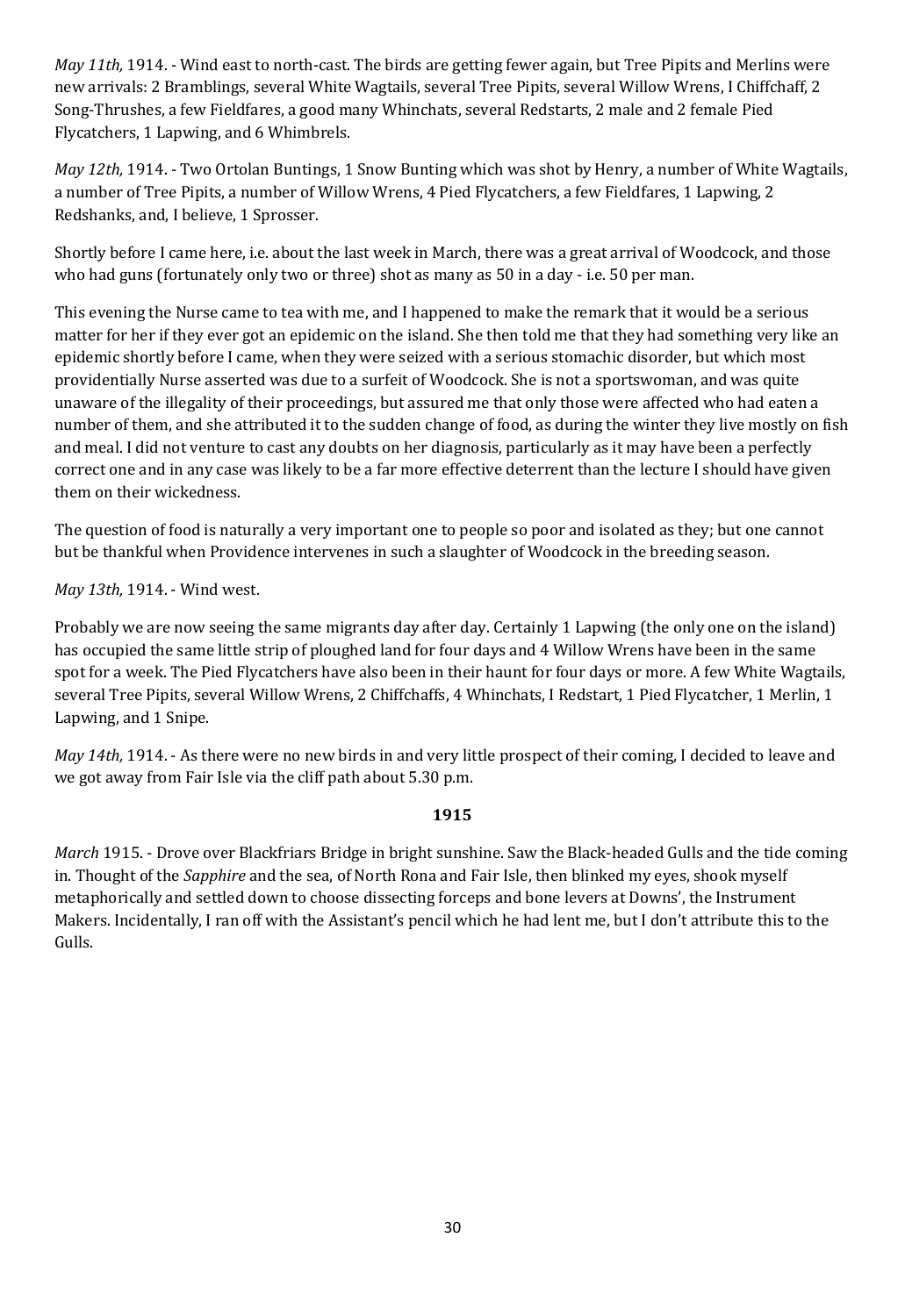*May 11th,* 1914. - Wind east to north-cast. The birds are getting fewer again, but Tree Pipits and Merlins were new arrivals: 2 Bramblings, several White Wagtails, several Tree Pipits, several Willow Wrens, I Chiffchaff, 2 Song-Thrushes, a few Fieldfares, a good many Whinchats, several Redstarts, 2 male and 2 female Pied Flycatchers, 1 Lapwing, and 6 Whimbrels.

*May 12th,* 1914. - Two Ortolan Buntings, 1 Snow Bunting which was shot by Henry, a number of White Wagtails, a number of Tree Pipits, a number of Willow Wrens, 4 Pied Flycatchers, a few Fieldfares, 1 Lapwing, 2 Redshanks, and, I believe, 1 Sprosser.

Shortly before I came here, i.e. about the last week in March, there was a great arrival of Woodcock, and those who had guns (fortunately only two or three) shot as many as 50 in a day - i.e. 50 per man.

This evening the Nurse came to tea with me, and I happened to make the remark that it would be a serious matter for her if they ever got an epidemic on the island. She then told me that they had something very like an epidemic shortly before I came, when they were seized with a serious stomachic disorder, but which most providentially Nurse asserted was due to a surfeit of Woodcock. She is not a sportswoman, and was quite unaware of the illegality of their proceedings, but assured me that only those were affected who had eaten a number of them, and she attributed it to the sudden change of food, as during the winter they live mostly on fish and meal. I did not venture to cast any doubts on her diagnosis, particularly as it may have been a perfectly correct one and in any case was likely to be a far more effective deterrent than the lecture I should have given them on their wickedness.

The question of food is naturally a very important one to people so poor and isolated as they; but one cannot but be thankful when Providence intervenes in such a slaughter of Woodcock in the breeding season.

*May 13th,* 1914. - Wind west.

Probably we are now seeing the same migrants day after day. Certainly 1 Lapwing (the only one on the island) has occupied the same little strip of ploughed land for four days and 4 Willow Wrens have been in the same spot for a week. The Pied Flycatchers have also been in their haunt for four days or more. A few White Wagtails, several Tree Pipits, several Willow Wrens, 2 Chiffchaffs, 4 Whinchats, I Redstart, 1 Pied Flycatcher, 1 Merlin, 1 Lapwing, and 1 Snipe.

*May 14th,* 1914. - As there were no new birds in and very little prospect of their coming, I decided to leave and we got away from Fair Isle via the cliff path about 5.30 p.m.

**1915**

*March* 1915. - Drove over Blackfriars Bridge in bright sunshine. Saw the Black-headed Gulls and the tide coming in. Thought of the *Sapphire* and the sea, of North Rona and Fair Isle, then blinked my eyes, shook myself metaphorically and settled down to choose dissecting forceps and bone levers at Downs', the Instrument Makers. Incidentally, I ran off with the Assistant's pencil which he had lent me, but I don't attribute this to the Gulls.